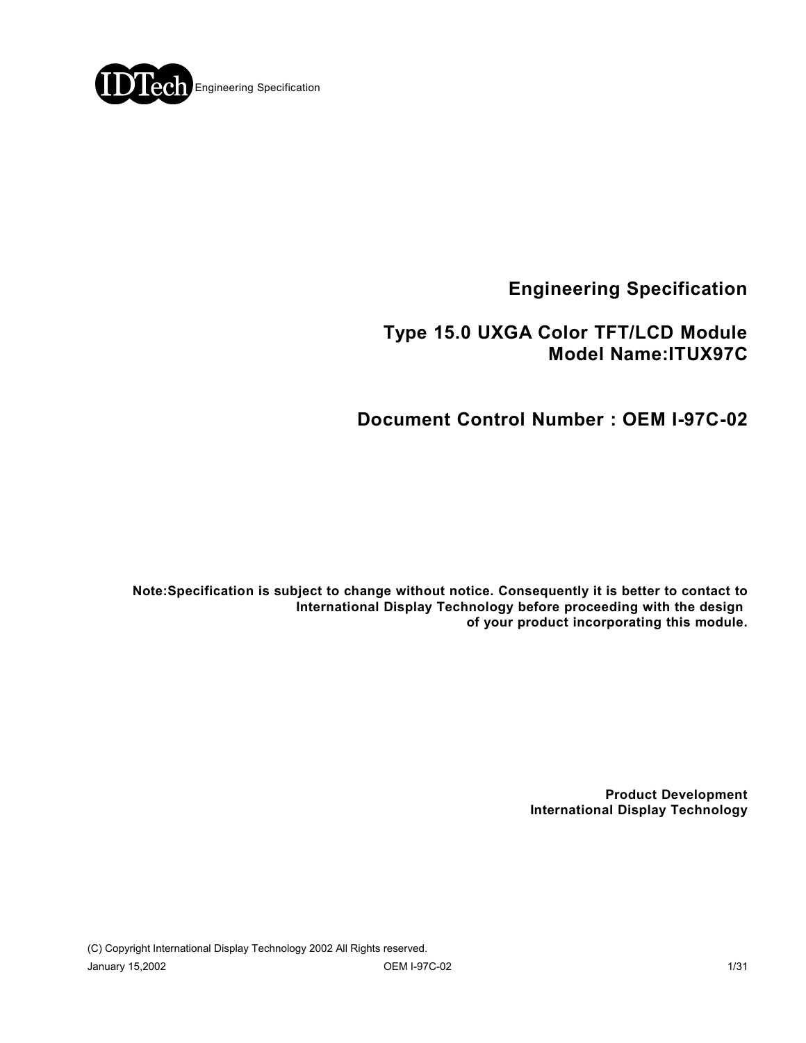# Engineering Specification

## Type 15.0 UXGA Color TFT/LCD Module
## Model Name:ITUX97C

## Document Control Number : OEM I-97C-02

**Note:Specification is subject to change without notice. Consequently it is better to contact to International Display Technology before proceeding with the design of your product incorporating this module.**

**Product Development**
**International Display Technology**

(C) Copyright International Display Technology 2002 All Rights reserved.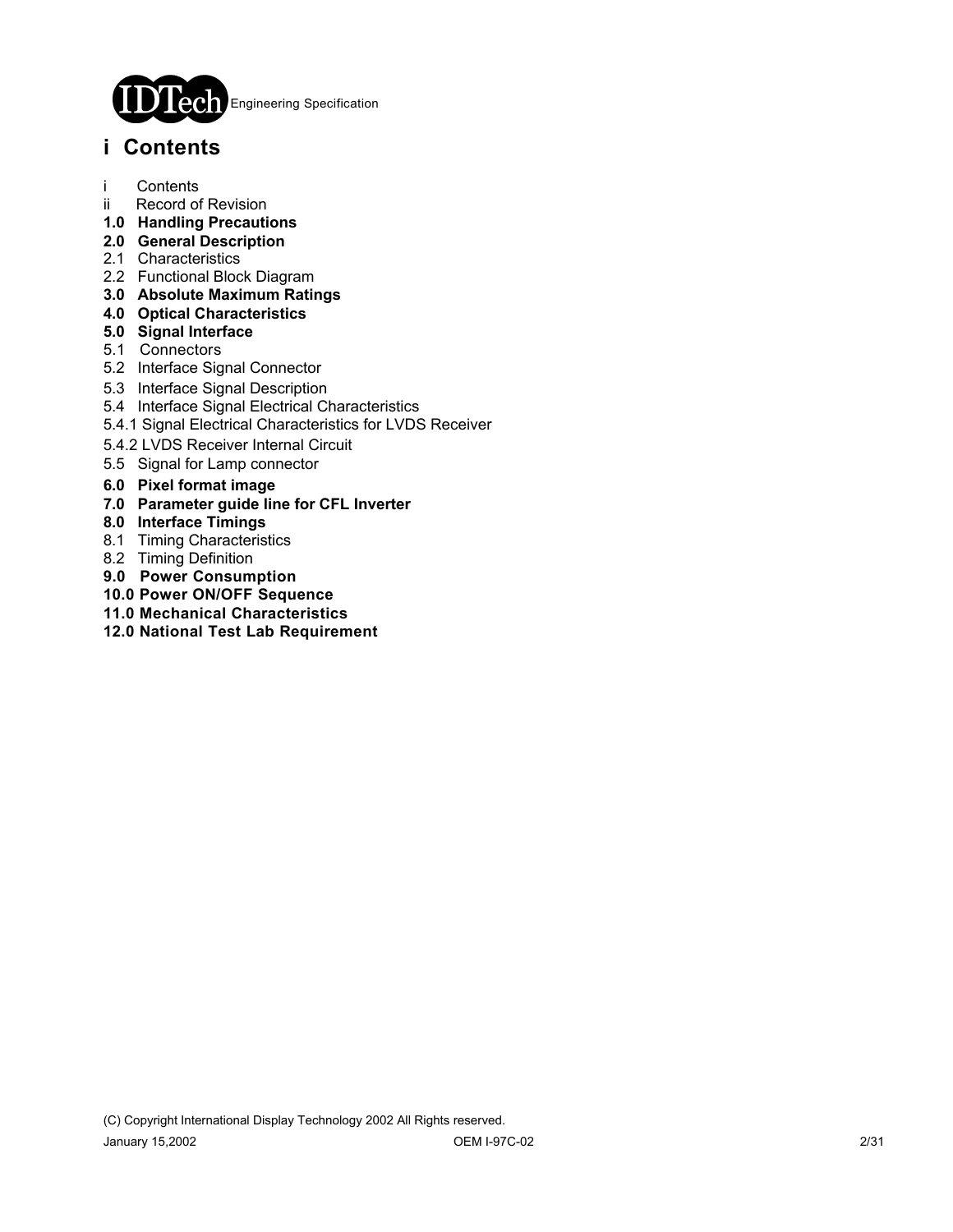# i Contents

i Contents
ii Record of Revision
**1.0 Handling Precautions**
**2.0 General Description**
2.1 Characteristics
2.2 Functional Block Diagram
**3.0 Absolute Maximum Ratings**
**4.0 Optical Characteristics**
**5.0 Signal Interface**
5.1 Connectors
5.2 Interface Signal Connector
5.3 Interface Signal Description
5.4 Interface Signal Electrical Characteristics
5.4.1 Signal Electrical Characteristics for LVDS Receiver
5.4.2 LVDS Receiver Internal Circuit
5.5 Signal for Lamp connector
**6.0 Pixel format image**
**7.0 Parameter guide line for CFL Inverter**
**8.0 Interface Timings**
8.1 Timing Characteristics
8.2 Timing Definition
**9.0 Power Consumption**
**10.0 Power ON/OFF Sequence**
**11.0 Mechanical Characteristics**
**12.0 National Test Lab Requirement**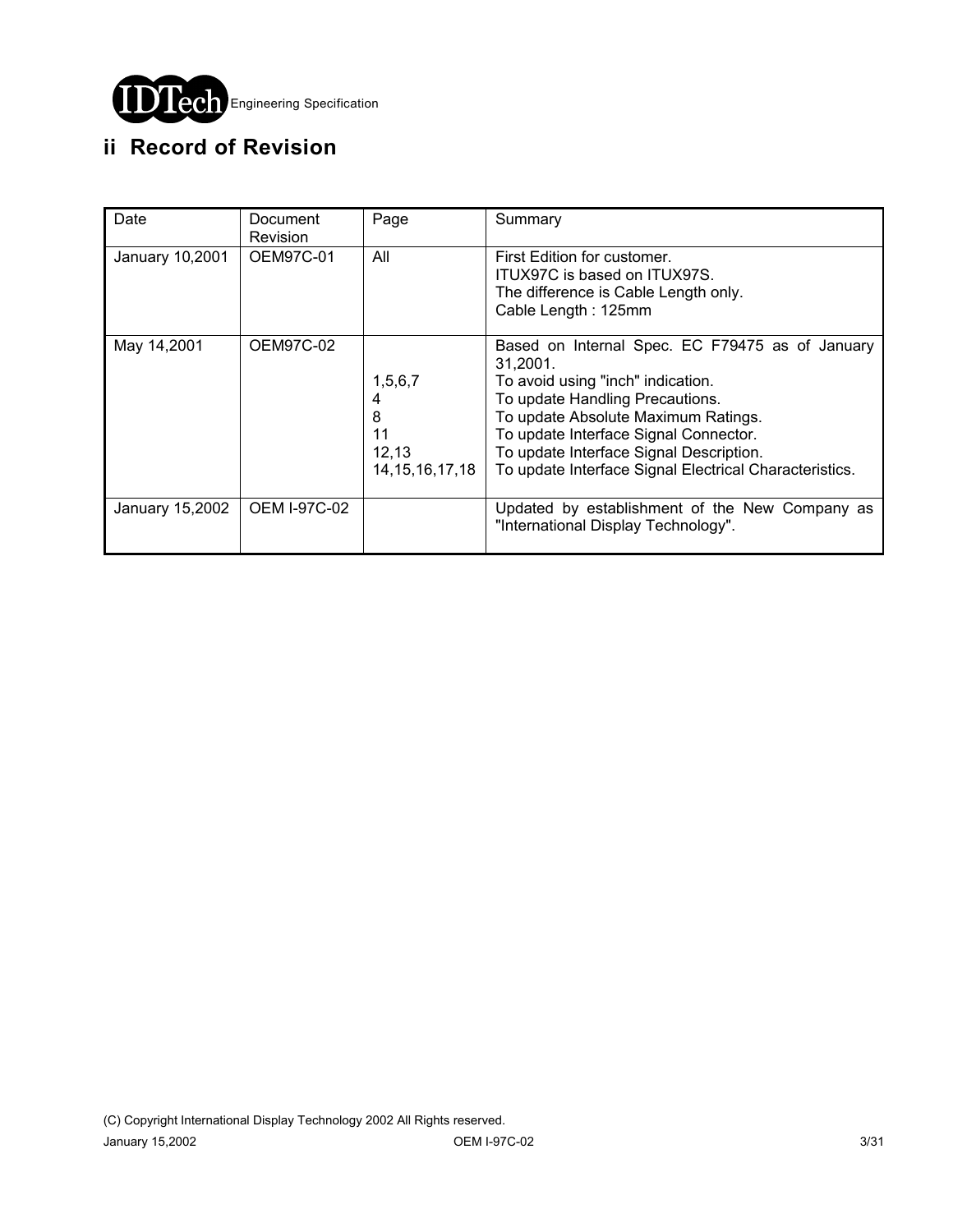## ii Record of Revision

| Date | Document Revision | Page | Summary |
|---|---|---|---|
| January 10,2001 | OEM97C-01 | All | First Edition for customer.<br>ITUX97C is based on ITUX97S.<br>The difference is Cable Length only.<br>Cable Length : 125mm |
| May 14,2001 | OEM97C-02 | <br><br>1,5,6,7<br>4<br>8<br>11<br>12,13<br>14,15,16,17,18 | Based on Internal Spec. EC F79475 as of January 31,2001.<br>To avoid using "inch" indication.<br>To update Handling Precautions.<br>To update Absolute Maximum Ratings.<br>To update Interface Signal Connector.<br>To update Interface Signal Description.<br>To update Interface Signal Electrical Characteristics. |
| January 15,2002 | OEM I-97C-02 | | Updated by establishment of the New Company as "International Display Technology". |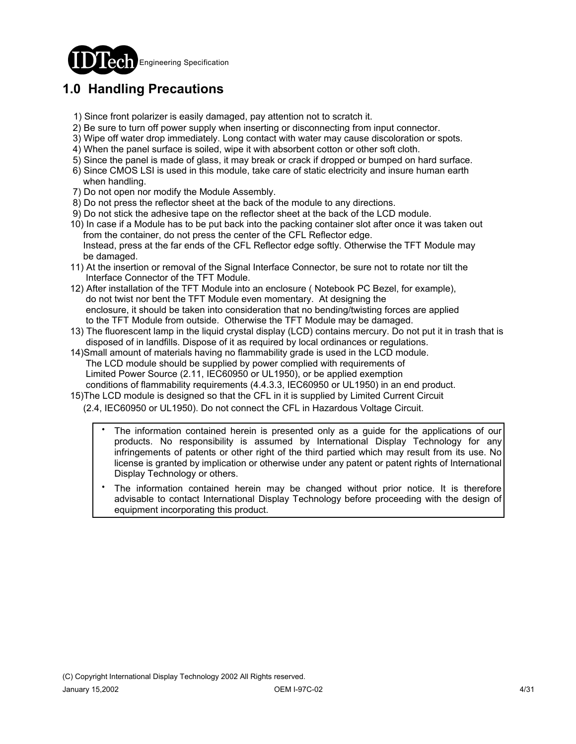# 1.0 Handling Precautions

1) Since front polarizer is easily damaged, pay attention not to scratch it.
2) Be sure to turn off power supply when inserting or disconnecting from input connector.
3) Wipe off water drop immediately. Long contact with water may cause discoloration or spots.
4) When the panel surface is soiled, wipe it with absorbent cotton or other soft cloth.
5) Since the panel is made of glass, it may break or crack if dropped or bumped on hard surface.
6) Since CMOS LSI is used in this module, take care of static electricity and insure human earth when handling.
7) Do not open nor modify the Module Assembly.
8) Do not press the reflector sheet at the back of the module to any directions.
9) Do not stick the adhesive tape on the reflector sheet at the back of the LCD module.
10) In case if a Module has to be put back into the packing container slot after once it was taken out from the container, do not press the center of the CFL Reflector edge. Instead, press at the far ends of the CFL Reflector edge softly. Otherwise the TFT Module may be damaged.
11) At the insertion or removal of the Signal Interface Connector, be sure not to rotate nor tilt the Interface Connector of the TFT Module.
12) After installation of the TFT Module into an enclosure ( Notebook PC Bezel, for example), do not twist nor bent the TFT Module even momentary. At designing the enclosure, it should be taken into consideration that no bending/twisting forces are applied to the TFT Module from outside. Otherwise the TFT Module may be damaged.
13) The fluorescent lamp in the liquid crystal display (LCD) contains mercury. Do not put it in trash that is disposed of in landfills. Dispose of it as required by local ordinances or regulations.
14)Small amount of materials having no flammability grade is used in the LCD module. The LCD module should be supplied by power complied with requirements of Limited Power Source (2.11, IEC60950 or UL1950), or be applied exemption conditions of flammability requirements (4.4.3.3, IEC60950 or UL1950) in an end product.
15)The LCD module is designed so that the CFL in it is supplied by Limited Current Circuit (2.4, IEC60950 or UL1950). Do not connect the CFL in Hazardous Voltage Circuit.

- The information contained herein is presented only as a guide for the applications of our products. No responsibility is assumed by International Display Technology for any infringements of patents or other right of the third partied which may result from its use. No license is granted by implication or otherwise under any patent or patent rights of International Display Technology or others.
- The information contained herein may be changed without prior notice. It is therefore advisable to contact International Display Technology before proceeding with the design of equipment incorporating this product.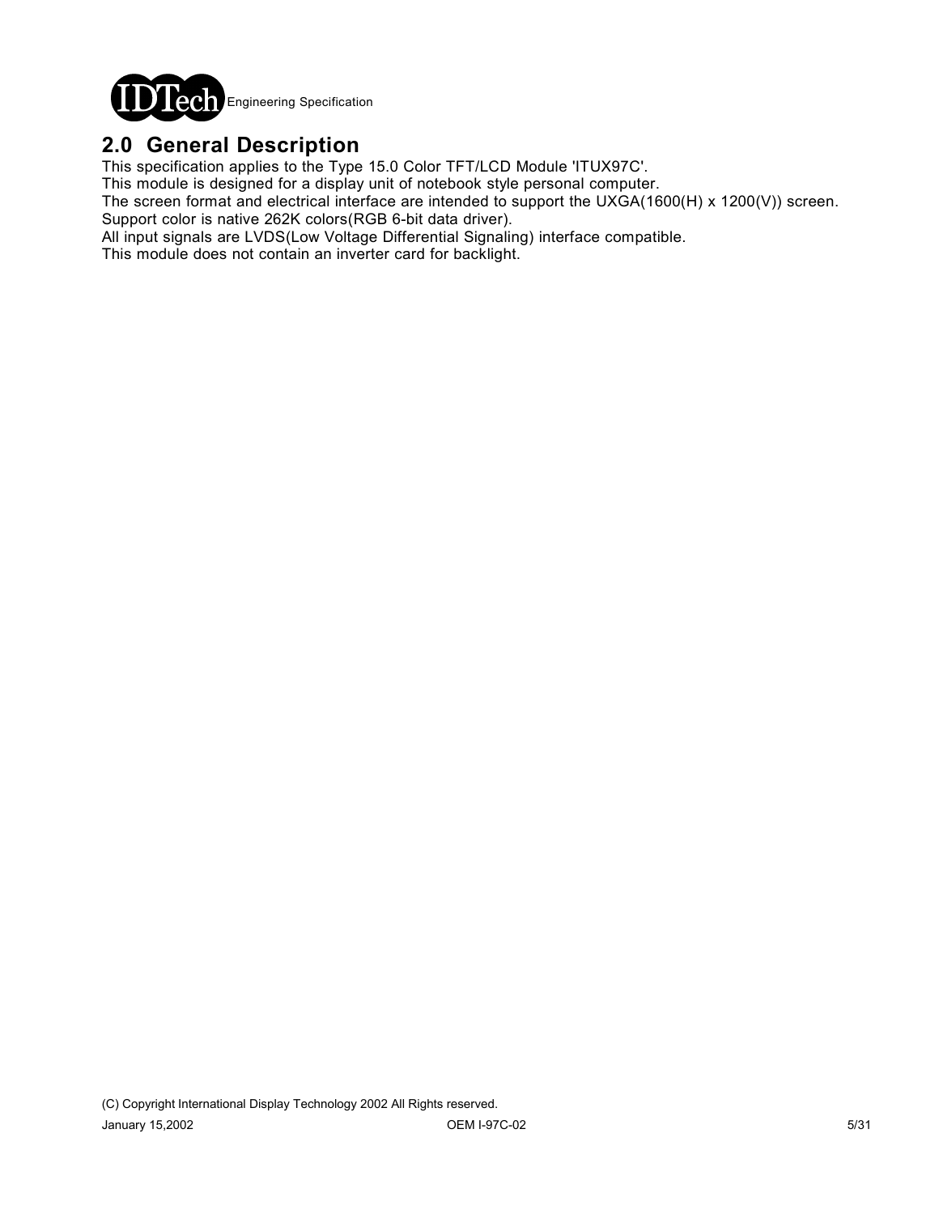## 2.0 General Description

This specification applies to the Type 15.0 Color TFT/LCD Module 'ITUX97C'.
This module is designed for a display unit of notebook style personal computer.
The screen format and electrical interface are intended to support the UXGA(1600(H) x 1200(V)) screen.
Support color is native 262K colors(RGB 6-bit data driver).
All input signals are LVDS(Low Voltage Differential Signaling) interface compatible.
This module does not contain an inverter card for backlight.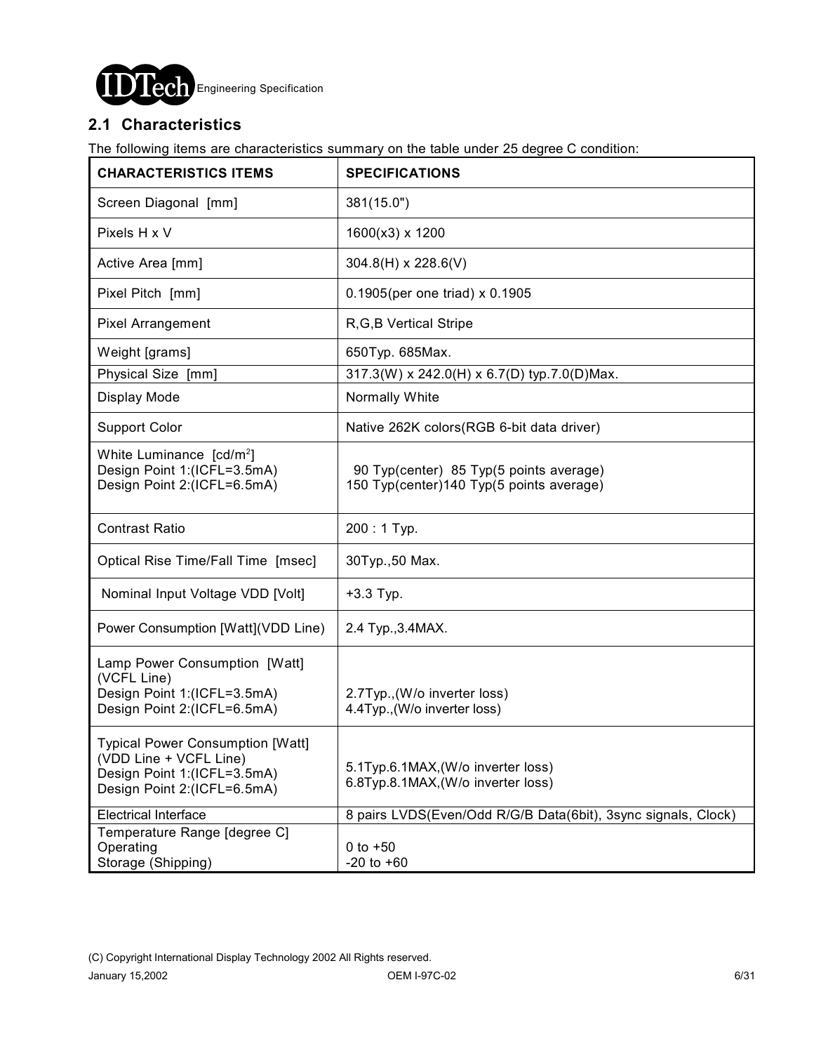## 2.1 Characteristics

The following items are characteristics summary on the table under 25 degree C condition:

| CHARACTERISTICS ITEMS | SPECIFICATIONS |
|---|---|
| Screen Diagonal [mm] | 381(15.0") |
| Pixels H x V | 1600(x3) x 1200 |
| Active Area [mm] | 304.8(H) x 228.6(V) |
| Pixel Pitch [mm] | 0.1905(per one triad) x 0.1905 |
| Pixel Arrangement | R,G,B Vertical Stripe |
| Weight [grams] | 650Typ. 685Max. |
| Physical Size [mm] | 317.3(W) x 242.0(H) x 6.7(D) typ.7.0(D)Max. |
| Display Mode | Normally White |
| Support Color | Native 262K colors(RGB 6-bit data driver) |
| White Luminance [cd/m$^2$]<br>Design Point 1:(ICFL=3.5mA)<br>Design Point 2:(ICFL=6.5mA) | 90 Typ(center) 85 Typ(5 points average)<br>150 Typ(center)140 Typ(5 points average) |
| Contrast Ratio | 200 : 1 Typ. |
| Optical Rise Time/Fall Time [msec] | 30Typ.,50 Max. |
| Nominal Input Voltage VDD [Volt] | +3.3 Typ. |
| Power Consumption [Watt](VDD Line) | 2.4 Typ.,3.4MAX. |
| Lamp Power Consumption [Watt]<br>(VCFL Line)<br>Design Point 1:(ICFL=3.5mA)<br>Design Point 2:(ICFL=6.5mA) | 2.7Typ.,(W/o inverter loss)<br>4.4Typ.,(W/o inverter loss) |
| Typical Power Consumption [Watt]<br>(VDD Line + VCFL Line)<br>Design Point 1:(ICFL=3.5mA)<br>Design Point 2:(ICFL=6.5mA) | 5.1Typ.6.1MAX,(W/o inverter loss)<br>6.8Typ.8.1MAX,(W/o inverter loss) |
| Electrical Interface | 8 pairs LVDS(Even/Odd R/G/B Data(6bit), 3sync signals, Clock) |
| Temperature Range [degree C]<br>Operating<br>Storage (Shipping) | 0 to +50<br>-20 to +60 |

(C) Copyright International Display Technology 2002 All Rights reserved.

January 15,2002 OEM I-97C-02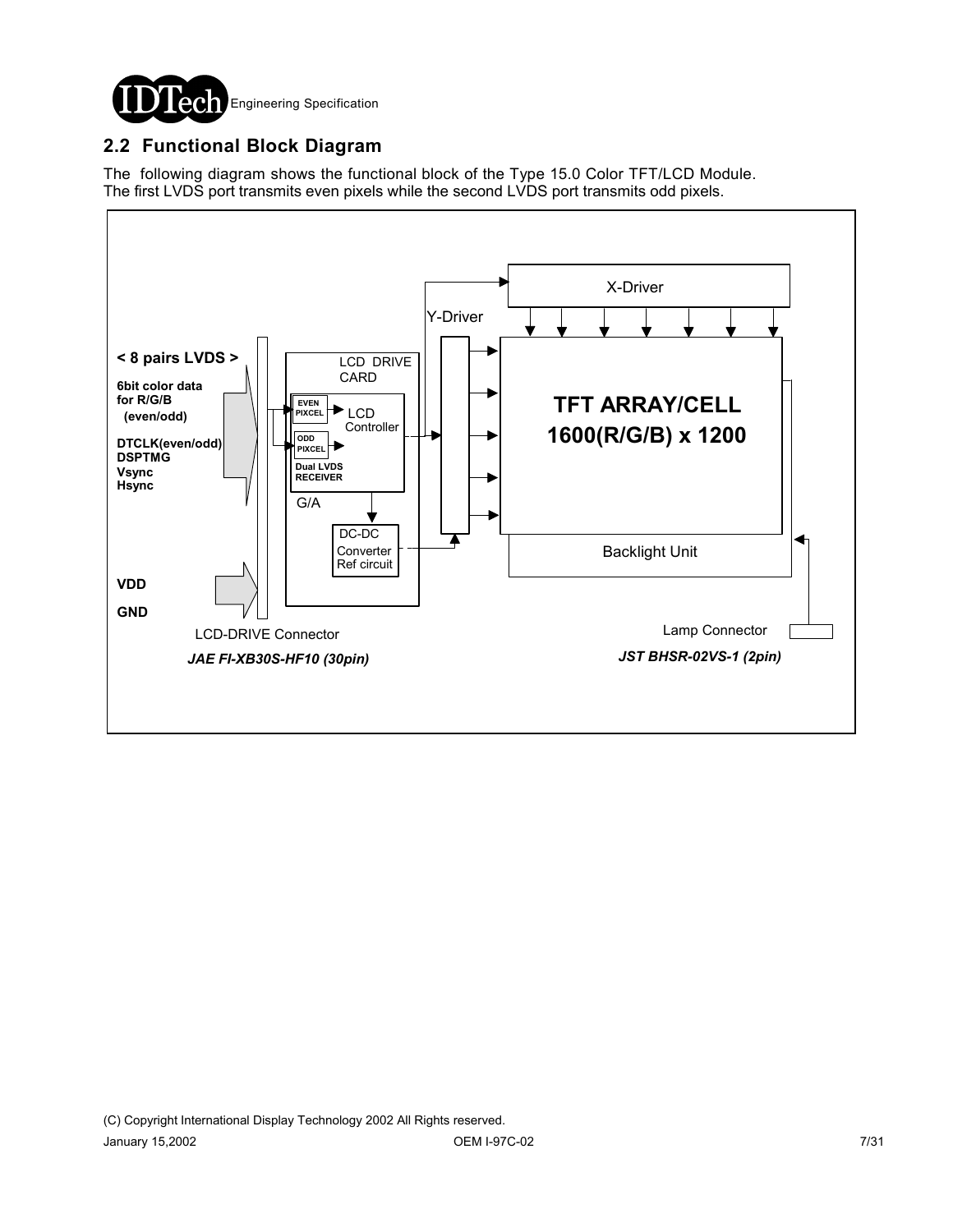## 2.2 Functional Block Diagram

The following diagram shows the functional block of the Type 15.0 Color TFT/LCD Module.
The first LVDS port transmits even pixels while the second LVDS port transmits odd pixels.

**< 8 pairs LVDS >**

**6bit color data for R/G/B (even/odd)**

**DTCLK(even/odd)**
**DSPTMG**
**Vsync**
**Hsync**

**VDD**

**GND**

LCD DRIVE CARD

EVEN PIXCEL

ODD PIXCEL

Dual LVDS RECEIVER

LCD Controller

G/A

DC-DC Converter Ref circuit

X-Driver

Y-Driver

**TFT ARRAY/CELL 1600(R/G/B) x 1200**

Backlight Unit

LCD-DRIVE Connector

***JAE FI-XB30S-HF10 (30pin)***

Lamp Connector

***JST BHSR-02VS-1 (2pin)***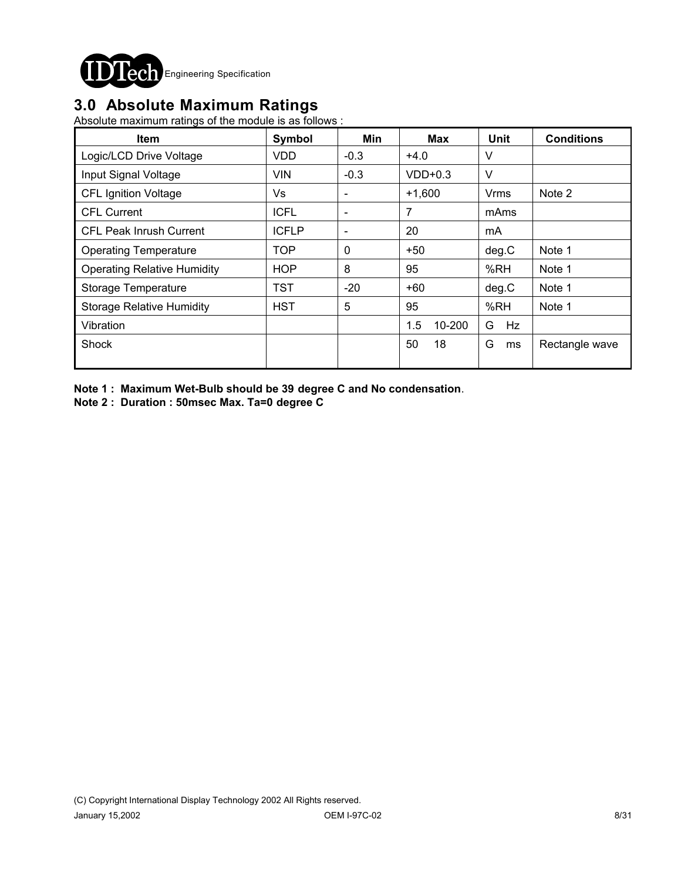## 3.0 Absolute Maximum Ratings

Absolute maximum ratings of the module is as follows :

| Item | Symbol | Min | Max | Unit | Conditions |
|---|---|---|---|---|---|
| Logic/LCD Drive Voltage | VDD | -0.3 | +4.0 | V | |
| Input Signal Voltage | VIN | -0.3 | VDD+0.3 | V | |
| CFL Ignition Voltage | Vs | - | +1,600 | Vrms | Note 2 |
| CFL Current | ICFL | - | 7 | mAms | |
| CFL Peak Inrush Current | ICFLP | - | 20 | mA | |
| Operating Temperature | TOP | 0 | +50 | deg.C | Note 1 |
| Operating Relative Humidity | HOP | 8 | 95 | %RH | Note 1 |
| Storage Temperature | TST | -20 | +60 | deg.C | Note 1 |
| Storage Relative Humidity | HST | 5 | 95 | %RH | Note 1 |
| Vibration | | | 1.5 10-200 | G Hz | |
| Shock | | | 50 18 | G ms | Rectangle wave |

**Note 1 : Maximum Wet-Bulb should be 39 degree C and No condensation**.

**Note 2 : Duration : 50msec Max. Ta=0 degree C**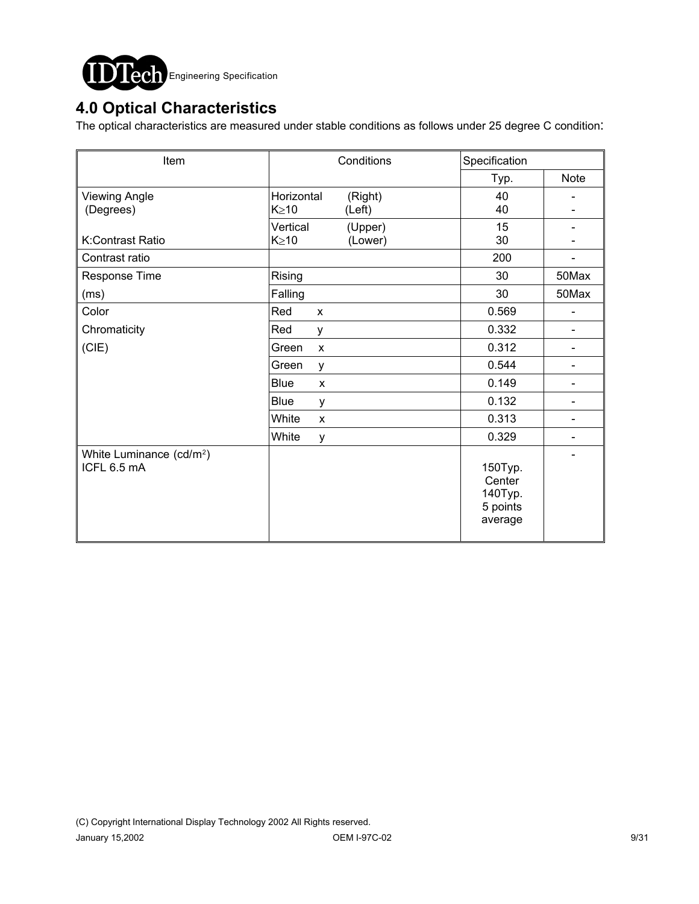## 4.0 Optical Characteristics

The optical characteristics are measured under stable conditions as follows under 25 degree C condition:

| Item | Conditions | Specification | |
|---|---|---|---|
| | | Typ. | Note |
| Viewing Angle (Degrees) | Horizontal (Right) K≥10 (Left) | 40<br>40 | -<br>- |
| K:Contrast Ratio | Vertical (Upper) K≥10 (Lower) | 15<br>30 | -<br>- |
| Contrast ratio | | 200 | - |
| Response Time | Rising | 30 | 50Max |
| (ms) | Falling | 30 | 50Max |
| Color | Red x | 0.569 | - |
| Chromaticity | Red y | 0.332 | - |
| (CIE) | Green x | 0.312 | - |
| | Green y | 0.544 | - |
| | Blue x | 0.149 | - |
| | Blue y | 0.132 | - |
| | White x | 0.313 | - |
| | White y | 0.329 | - |
| White Luminance (cd/$m^2$) ICFL 6.5 mA | | 150Typ. Center<br>140Typ. 5 points average | - |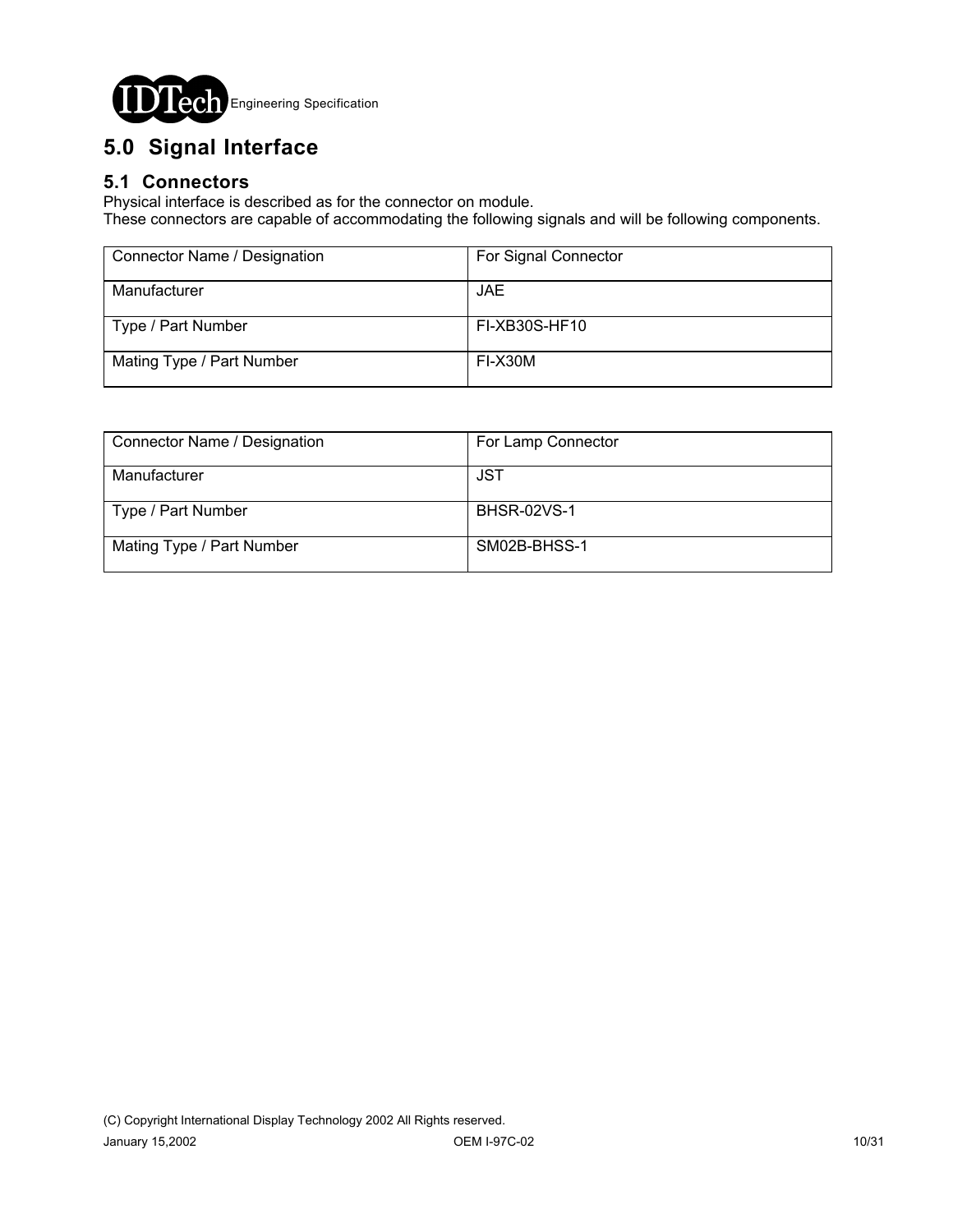# 5.0 Signal Interface

## 5.1 Connectors

Physical interface is described as for the connector on module.
These connectors are capable of accommodating the following signals and will be following components.

| Connector Name / Designation | For Signal Connector |
| --- | --- |
| Manufacturer | JAE |
| Type / Part Number | FI-XB30S-HF10 |
| Mating Type / Part Number | FI-X30M |

| Connector Name / Designation | For Lamp Connector |
| --- | --- |
| Manufacturer | JST |
| Type / Part Number | BHSR-02VS-1 |
| Mating Type / Part Number | SM02B-BHSS-1 |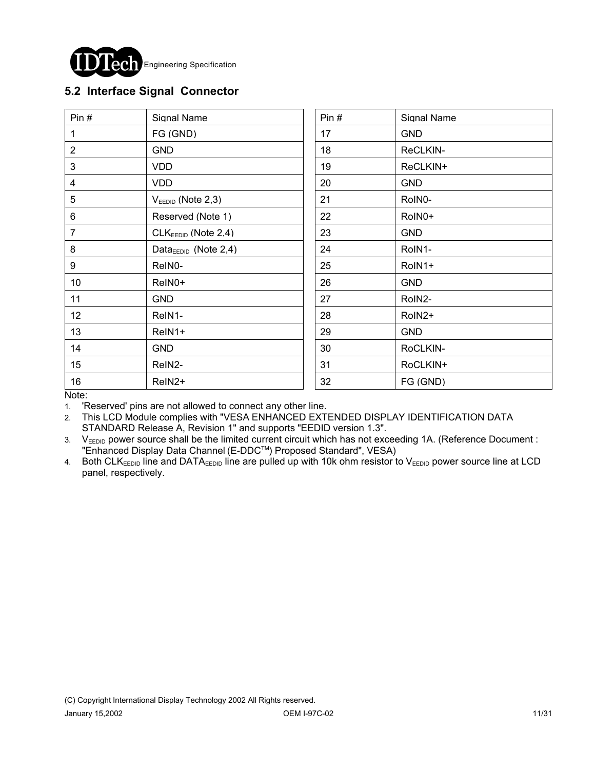## 5.2 Interface Signal Connector

| Pin # | Signal Name | Pin # | Signal Name |
|---|---|---|---|
| 1 | FG (GND) | 17 | GND |
| 2 | GND | 18 | ReCLKIN- |
| 3 | VDD | 19 | ReCLKIN+ |
| 4 | VDD | 20 | GND |
| 5 | $V_{EEDID}$ (Note 2,3) | 21 | RoIN0- |
| 6 | Reserved (Note 1) | 22 | RoIN0+ |
| 7 | $CLK_{EEDID}$ (Note 2,4) | 23 | GND |
| 8 | $Data_{EEDID}$ (Note 2,4) | 24 | RoIN1- |
| 9 | ReIN0- | 25 | RoIN1+ |
| 10 | ReIN0+ | 26 | GND |
| 11 | GND | 27 | RoIN2- |
| 12 | ReIN1- | 28 | RoIN2+ |
| 13 | ReIN1+ | 29 | GND |
| 14 | GND | 30 | RoCLKIN- |
| 15 | ReIN2- | 31 | RoCLKIN+ |
| 16 | ReIN2+ | 32 | FG (GND) |

Note:

1. 'Reserved' pins are not allowed to connect any other line.
2. This LCD Module complies with "VESA ENHANCED EXTENDED DISPLAY IDENTIFICATION DATA STANDARD Release A, Revision 1" and supports "EEDID version 1.3".
3. $V_{EEDID}$ power source shall be the limited current circuit which has not exceeding 1A. (Reference Document : "Enhanced Display Data Channel (E-DDC™) Proposed Standard", VESA)
4. Both $CLK_{EEDID}$ line and $DATA_{EEDID}$ line are pulled up with 10k ohm resistor to $V_{EEDID}$ power source line at LCD panel, respectively.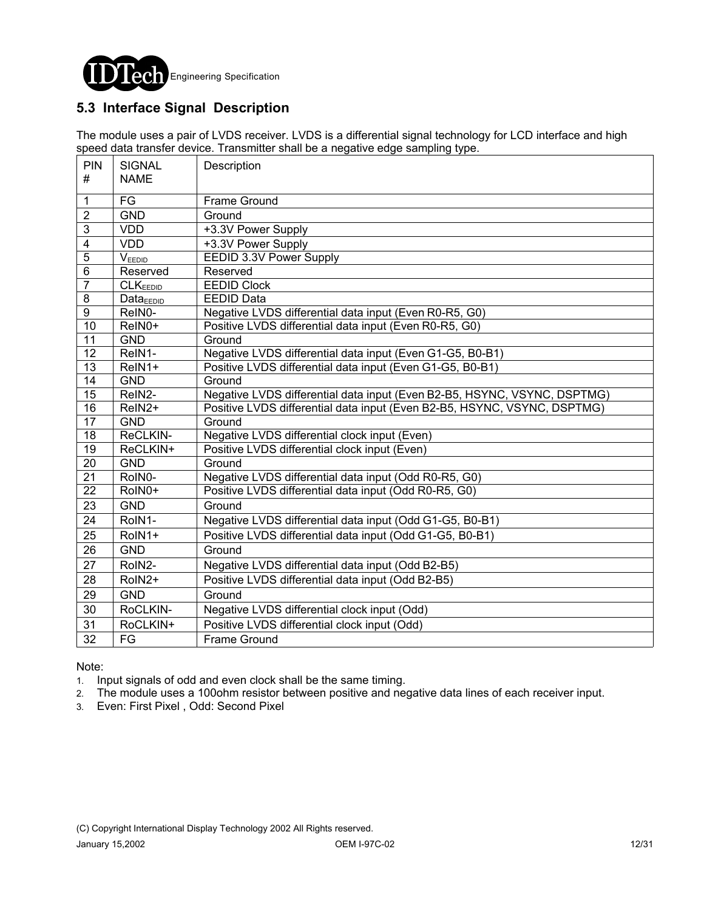## 5.3 Interface Signal Description

The module uses a pair of LVDS receiver. LVDS is a differential signal technology for LCD interface and high speed data transfer device. Transmitter shall be a negative edge sampling type.

| PIN # | SIGNAL NAME | Description |
|---|---|---|
| 1 | FG | Frame Ground |
| 2 | GND | Ground |
| 3 | VDD | +3.3V Power Supply |
| 4 | VDD | +3.3V Power Supply |
| 5 | $V_{EEDID}$ | EEDID 3.3V Power Supply |
| 6 | Reserved | Reserved |
| 7 | $CLK_{EEDID}$ | EEDID Clock |
| 8 | $Data_{EEDID}$ | EEDID Data |
| 9 | ReIN0- | Negative LVDS differential data input (Even R0-R5, G0) |
| 10 | ReIN0+ | Positive LVDS differential data input (Even R0-R5, G0) |
| 11 | GND | Ground |
| 12 | ReIN1- | Negative LVDS differential data input (Even G1-G5, B0-B1) |
| 13 | ReIN1+ | Positive LVDS differential data input (Even G1-G5, B0-B1) |
| 14 | GND | Ground |
| 15 | ReIN2- | Negative LVDS differential data input (Even B2-B5, HSYNC, VSYNC, DSPTMG) |
| 16 | ReIN2+ | Positive LVDS differential data input (Even B2-B5, HSYNC, VSYNC, DSPTMG) |
| 17 | GND | Ground |
| 18 | ReCLKIN- | Negative LVDS differential clock input (Even) |
| 19 | ReCLKIN+ | Positive LVDS differential clock input (Even) |
| 20 | GND | Ground |
| 21 | RoIN0- | Negative LVDS differential data input (Odd R0-R5, G0) |
| 22 | RoIN0+ | Positive LVDS differential data input (Odd R0-R5, G0) |
| 23 | GND | Ground |
| 24 | RoIN1- | Negative LVDS differential data input (Odd G1-G5, B0-B1) |
| 25 | RoIN1+ | Positive LVDS differential data input (Odd G1-G5, B0-B1) |
| 26 | GND | Ground |
| 27 | RoIN2- | Negative LVDS differential data input (Odd B2-B5) |
| 28 | RoIN2+ | Positive LVDS differential data input (Odd B2-B5) |
| 29 | GND | Ground |
| 30 | RoCLKIN- | Negative LVDS differential clock input (Odd) |
| 31 | RoCLKIN+ | Positive LVDS differential clock input (Odd) |
| 32 | FG | Frame Ground |

Note:

1. Input signals of odd and even clock shall be the same timing.
2. The module uses a 100ohm resistor between positive and negative data lines of each receiver input.
3. Even: First Pixel , Odd: Second Pixel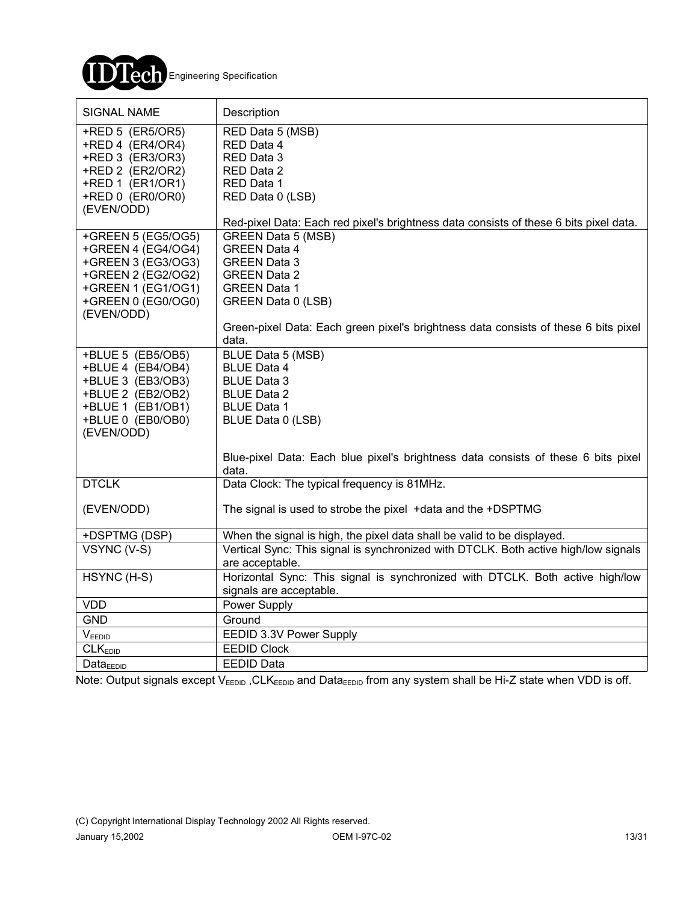| SIGNAL NAME | Description |
|---|---|
| +RED 5 (ER5/OR5)<br>+RED 4 (ER4/OR4)<br>+RED 3 (ER3/OR3)<br>+RED 2 (ER2/OR2)<br>+RED 1 (ER1/OR1)<br>+RED 0 (ER0/OR0)<br>(EVEN/ODD) | RED Data 5 (MSB)<br>RED Data 4<br>RED Data 3<br>RED Data 2<br>RED Data 1<br>RED Data 0 (LSB)<br><br>Red-pixel Data: Each red pixel's brightness data consists of these 6 bits pixel data. |
| +GREEN 5 (EG5/OG5)<br>+GREEN 4 (EG4/OG4)<br>+GREEN 3 (EG3/OG3)<br>+GREEN 2 (EG2/OG2)<br>+GREEN 1 (EG1/OG1)<br>+GREEN 0 (EG0/OG0)<br>(EVEN/ODD) | GREEN Data 5 (MSB)<br>GREEN Data 4<br>GREEN Data 3<br>GREEN Data 2<br>GREEN Data 1<br>GREEN Data 0 (LSB)<br><br>Green-pixel Data: Each green pixel's brightness data consists of these 6 bits pixel data. |
| +BLUE 5 (EB5/OB5)<br>+BLUE 4 (EB4/OB4)<br>+BLUE 3 (EB3/OB3)<br>+BLUE 2 (EB2/OB2)<br>+BLUE 1 (EB1/OB1)<br>+BLUE 0 (EB0/OB0)<br>(EVEN/ODD) | BLUE Data 5 (MSB)<br>BLUE Data 4<br>BLUE Data 3<br>BLUE Data 2<br>BLUE Data 1<br>BLUE Data 0 (LSB)<br><br>Blue-pixel Data: Each blue pixel's brightness data consists of these 6 bits pixel data. |
| DTCLK<br><br>(EVEN/ODD) | Data Clock: The typical frequency is 81MHz.<br><br>The signal is used to strobe the pixel +data and the +DSPTMG |
| +DSPTMG (DSP) | When the signal is high, the pixel data shall be valid to be displayed. |
| VSYNC (V-S) | Vertical Sync: This signal is synchronized with DTCLK. Both active high/low signals are acceptable. |
| HSYNC (H-S) | Horizontal Sync: This signal is synchronized with DTCLK. Both active high/low signals are acceptable. |
| VDD | Power Supply |
| GND | Ground |
| $V_{EEDID}$ | EEDID 3.3V Power Supply |
| $CLK_{EDID}$ | EEDID Clock |
| $Data_{EEDID}$ | EEDID Data |

Note: Output signals except $V_{EEDID}$ ,$CLK_{EEDID}$ and $Data_{EEDID}$ from any system shall be Hi-Z state when VDD is off.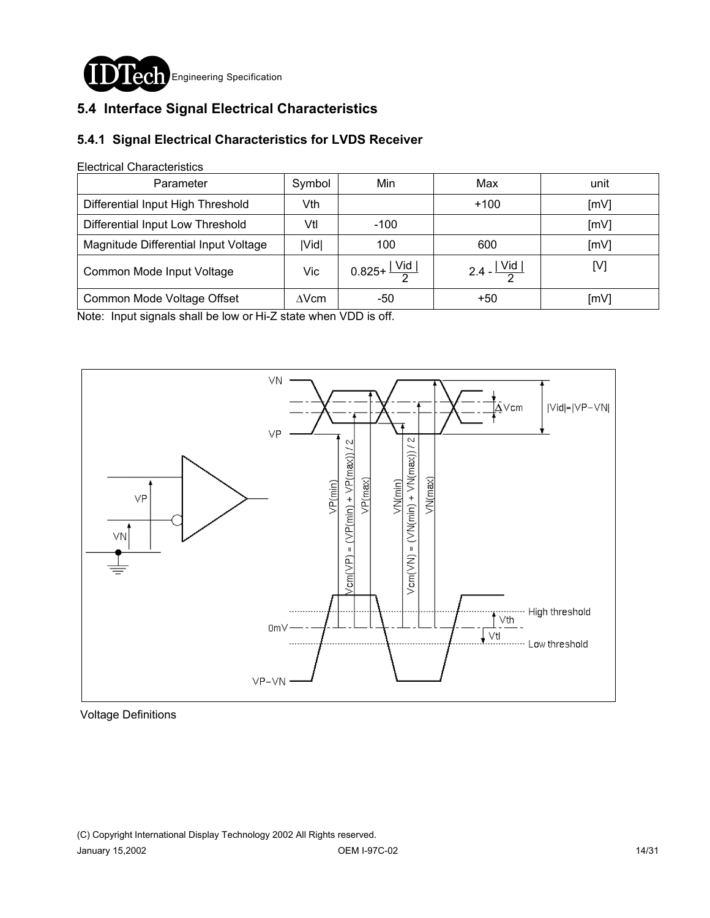## 5.4 Interface Signal Electrical Characteristics

### 5.4.1 Signal Electrical Characteristics for LVDS Receiver

Electrical Characteristics

| Parameter | Symbol | Min | Max | unit |
|---|---|---|---|---|
| Differential Input High Threshold | Vth | | +100 | [mV] |
| Differential Input Low Threshold | Vtl | -100 | | [mV] |
| Magnitude Differential Input Voltage | \|Vid\| | 100 | 600 | [mV] |
| Common Mode Input Voltage | Vic | $0.825+\frac{\|Vid\|}{2}$ | $2.4-\frac{\|Vid\|}{2}$ | [V] |
| Common Mode Voltage Offset | $\Delta$Vcm | -50 | +50 | [mV] |

Note: Input signals shall be low or Hi-Z state when VDD is off.

Voltage Definitions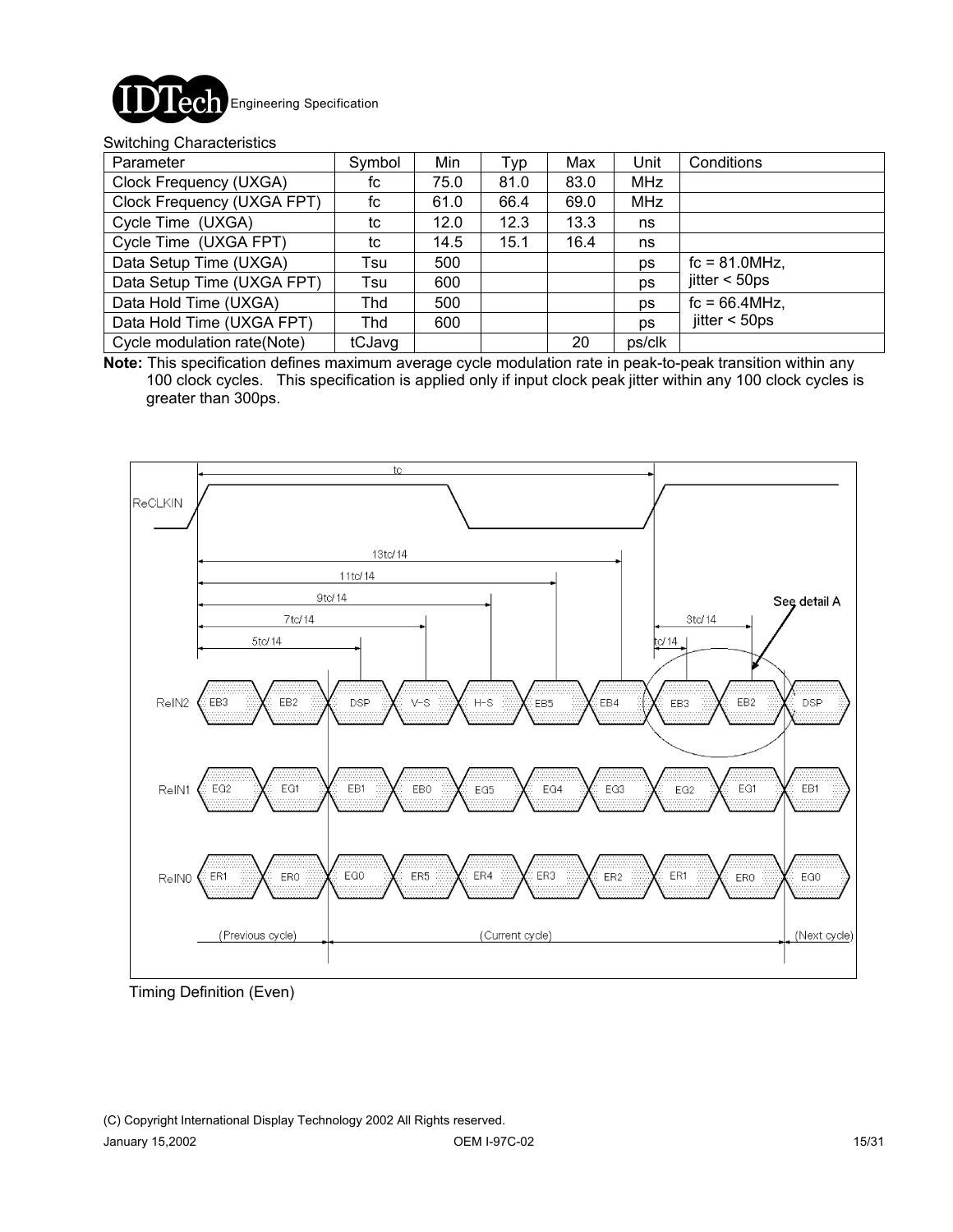Switching Characteristics

| Parameter | Symbol | Min | Typ | Max | Unit | Conditions |
|---|---|---|---|---|---|---|
| Clock Frequency (UXGA) | fc | 75.0 | 81.0 | 83.0 | MHz | |
| Clock Frequency (UXGA FPT) | fc | 61.0 | 66.4 | 69.0 | MHz | |
| Cycle Time (UXGA) | tc | 12.0 | 12.3 | 13.3 | ns | |
| Cycle Time (UXGA FPT) | tc | 14.5 | 15.1 | 16.4 | ns | |
| Data Setup Time (UXGA) | Tsu | 500 | | | ps | fc = 81.0MHz, jitter < 50ps |
| Data Setup Time (UXGA FPT) | Tsu | 600 | | | ps | |
| Data Hold Time (UXGA) | Thd | 500 | | | ps | fc = 66.4MHz, jitter < 50ps |
| Data Hold Time (UXGA FPT) | Thd | 600 | | | ps | |
| Cycle modulation rate(Note) | tCJavg | | | 20 | ps/clk | |

**Note:** This specification defines maximum average cycle modulation rate in peak-to-peak transition within any 100 clock cycles. This specification is applied only if input clock peak jitter within any 100 clock cycles is greater than 300ps.

Timing Definition (Even)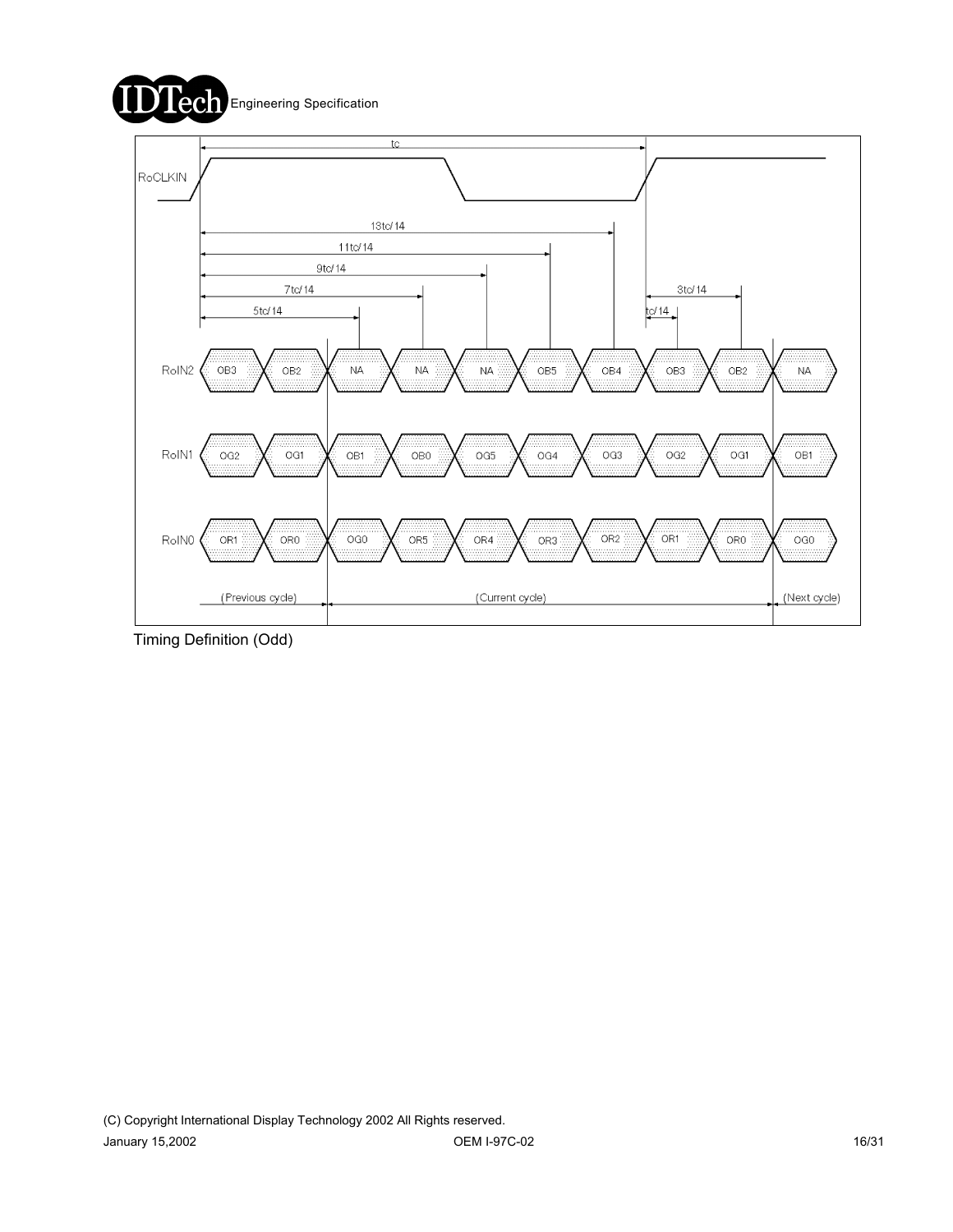| | | | | | | | | | | |
|---|---|---|---|---|---|---|---|---|---|---|
| RoIN2 | OB3 | OB2 | NA | NA | NA | OB5 | OB4 | OB3 | OB2 | NA |
| RoIN1 | OG2 | OG1 | OB1 | OB0 | OG5 | OG4 | OG3 | OG2 | OG1 | OB1 |
| RoIN0 | OR1 | OR0 | OG0 | OR5 | OR4 | OR3 | OR2 | OR1 | OR0 | OG0 |

(Previous cycle) (Current cycle) (Next cycle)

RoCLKIN: tc, 5tc/14, 7tc/14, 9tc/14, 11tc/14, 13tc/14, tc/14, 3tc/14

Timing Definition (Odd)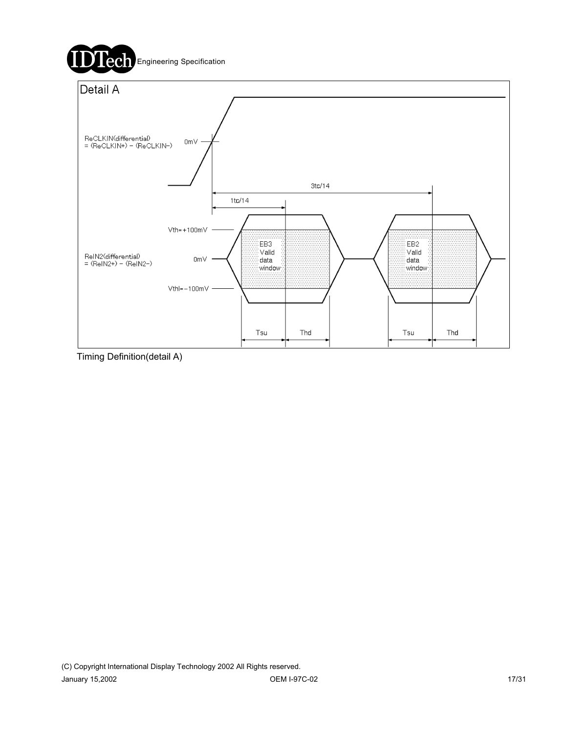Detail A

ReCLKIN(differential) = (ReCLKIN+) - (ReCLKIN-)

0mV

3tc/14

1tc/14

Vth=+100mV

ReIN2(differential) = (ReIN2+) - (ReIN2-)

0mV

Vthl=-100mV

EB3 Valid data window

EB2 Valid data window

Tsu Thd Tsu Thd

Timing Definition(detail A)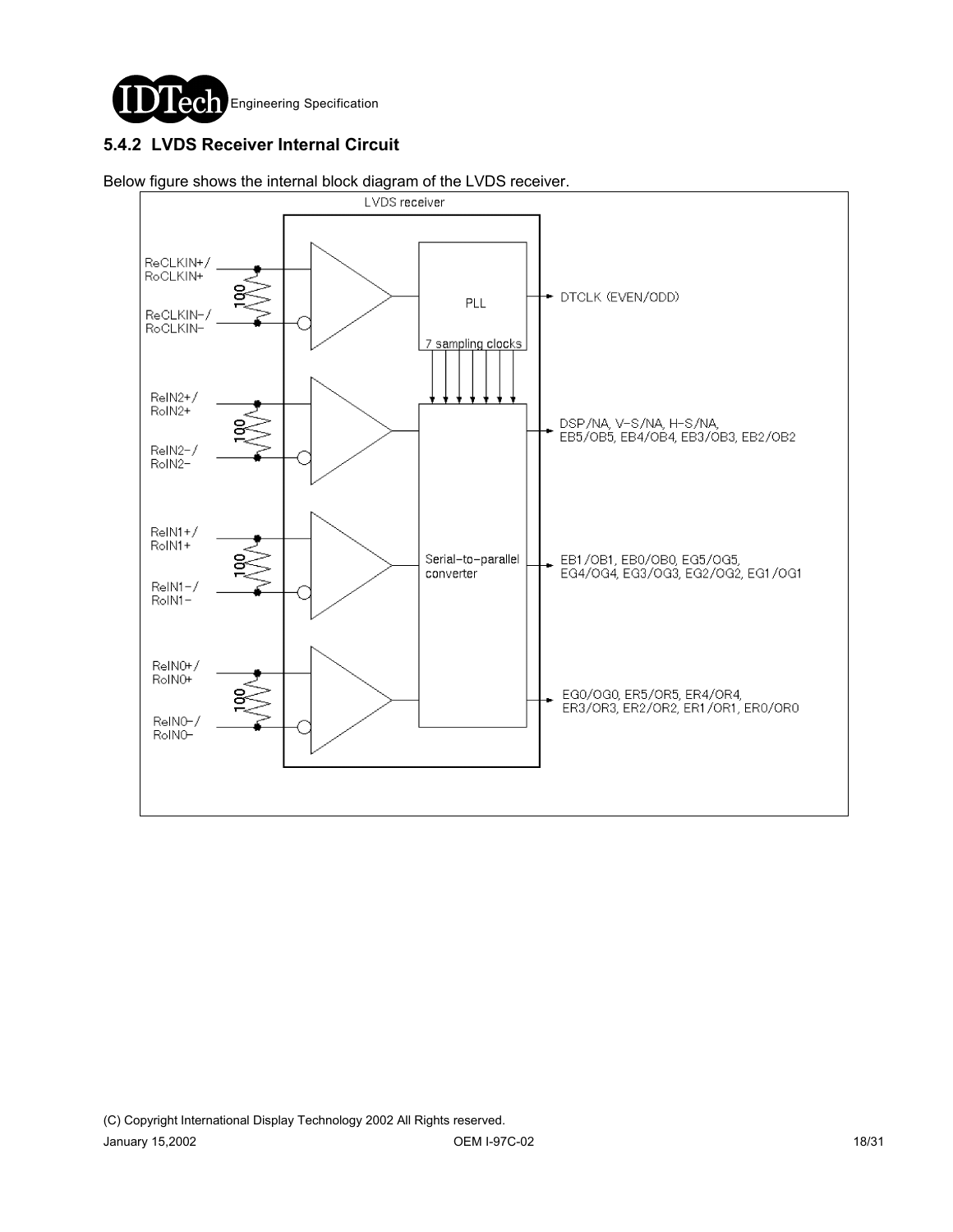### 5.4.2 LVDS Receiver Internal Circuit

Below figure shows the internal block diagram of the LVDS receiver.

LVDS receiver

ReCLKIN+/ RoCLKIN+

ReCLKIN-/ RoCLKIN-

100

PLL

7 sampling clocks

DTCLK (EVEN/ODD)

ReIN2+/ RoIN2+

ReIN2-/ RoIN2-

100

DSP/NA, V-S/NA, H-S/NA, EB5/OB5, EB4/OB4, EB3/OB3, EB2/OB2

ReIN1+/ RoIN1+

ReIN1-/ RoIN1-

100

Serial-to-parallel converter

EB1/OB1, EB0/OB0, EG5/OG5, EG4/OG4, EG3/OG3, EG2/OG2, EG1/OG1

ReIN0+/ RoIN0+

ReIN0-/ RoIN0-

100

EG0/OG0, ER5/OR5, ER4/OR4, ER3/OR3, ER2/OR2, ER1/OR1, ER0/OR0

(C) Copyright International Display Technology 2002 All Rights reserved.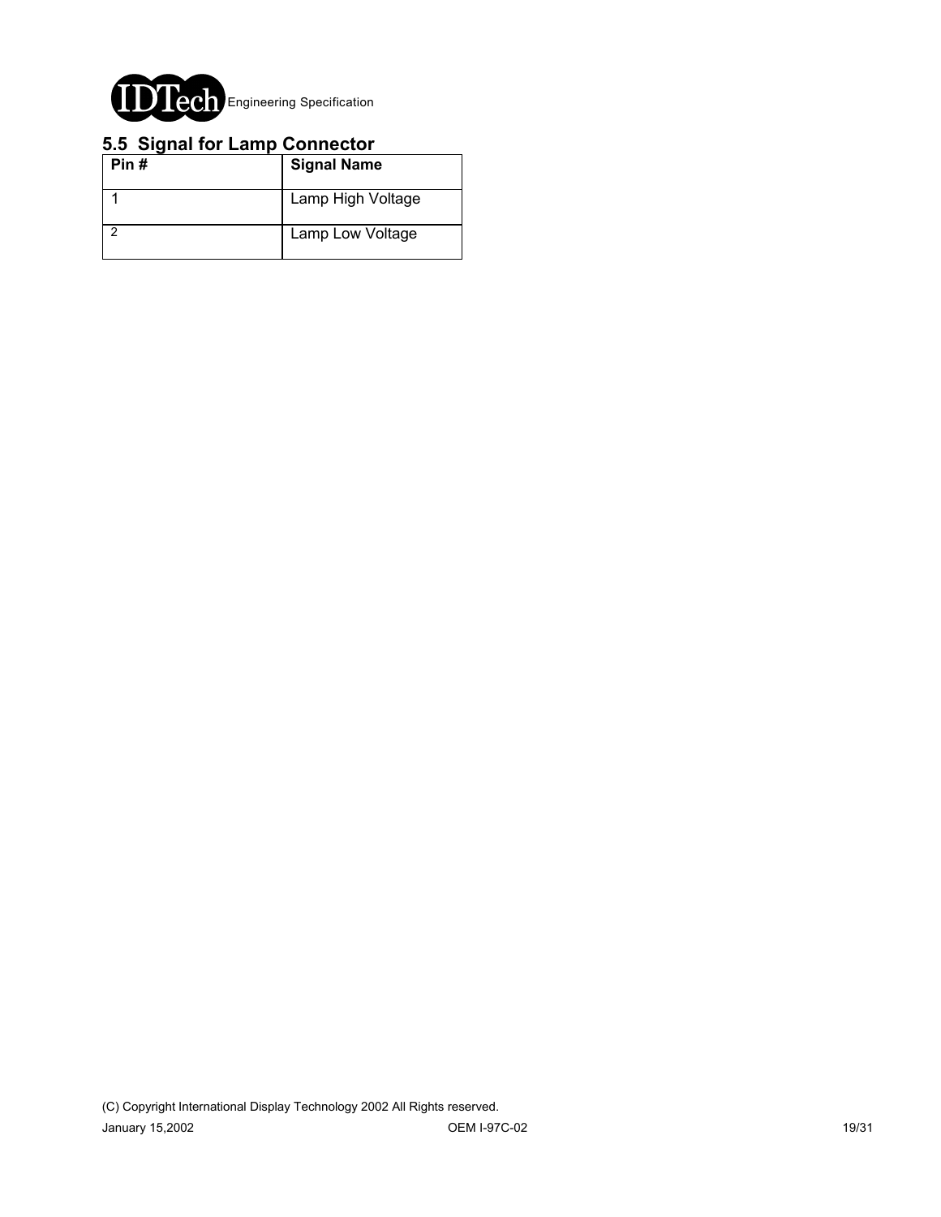## 5.5 Signal for Lamp Connector

| Pin # | Signal Name |
|---|---|
| 1 | Lamp High Voltage |
| 2 | Lamp Low Voltage |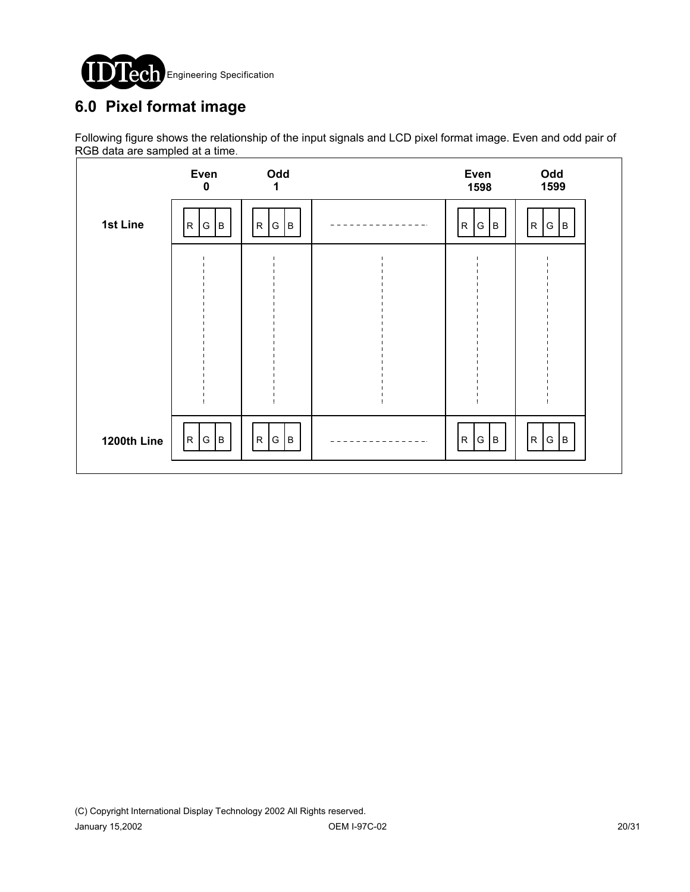## 6.0 Pixel format image

Following figure shows the relationship of the input signals and LCD pixel format image. Even and odd pair of RGB data are sampled at a time.

| | Even 0 | Odd 1 | | Even 1598 | Odd 1599 |
|---|---|---|---|---|---|
| 1st Line | R G B | R G B | - - - - - - - - | R G B | R G B |
| | ⋮ | ⋮ | ⋮ | ⋮ | ⋮ |
| 1200th Line | R G B | R G B | - - - - - - - - | R G B | R G B |

(C) Copyright International Display Technology 2002 All Rights reserved.

January 15,2002 OEM I-97C-02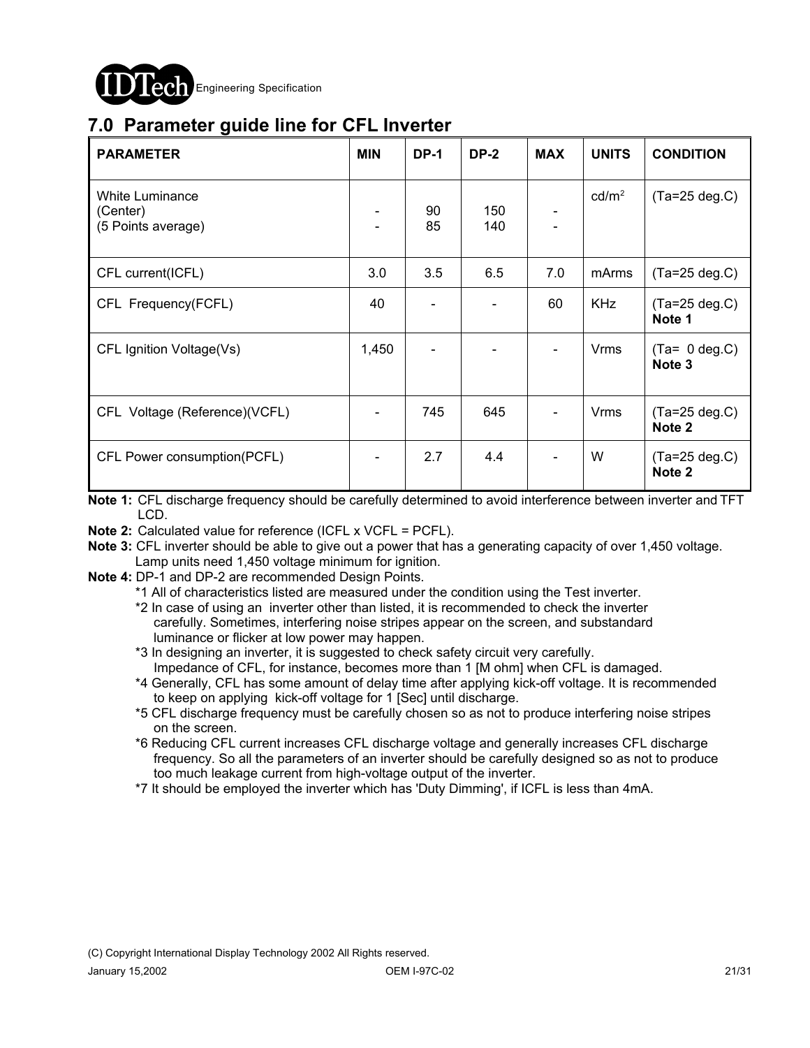## 7.0 Parameter guide line for CFL Inverter

| PARAMETER | MIN | DP-1 | DP-2 | MAX | UNITS | CONDITION |
|---|---|---|---|---|---|---|
| White Luminance<br>(Center)<br>(5 Points average) | -<br>- | 90<br>85 | 150<br>140 | -<br>- | $cd/m^2$ | (Ta=25 deg.C) |
| CFL current(ICFL) | 3.0 | 3.5 | 6.5 | 7.0 | mArms | (Ta=25 deg.C) |
| CFL Frequency(FCFL) | 40 | - | - | 60 | KHz | (Ta=25 deg.C)<br>**Note 1** |
| CFL Ignition Voltage(Vs) | 1,450 | - | - | - | Vrms | (Ta= 0 deg.C)<br>**Note 3** |
| CFL Voltage (Reference)(VCFL) | - | 745 | 645 | - | Vrms | (Ta=25 deg.C)<br>**Note 2** |
| CFL Power consumption(PCFL) | - | 2.7 | 4.4 | - | W | (Ta=25 deg.C)<br>**Note 2** |

**Note 1:** CFL discharge frequency should be carefully determined to avoid interference between inverter and TFT LCD.

**Note 2:** Calculated value for reference (ICFL x VCFL = PCFL).

**Note 3:** CFL inverter should be able to give out a power that has a generating capacity of over 1,450 voltage. Lamp units need 1,450 voltage minimum for ignition.

**Note 4:** DP-1 and DP-2 are recommended Design Points.

*1 All of characteristics listed are measured under the condition using the Test inverter.

*2 In case of using an inverter other than listed, it is recommended to check the inverter carefully. Sometimes, interfering noise stripes appear on the screen, and substandard luminance or flicker at low power may happen.

*3 In designing an inverter, it is suggested to check safety circuit very carefully. Impedance of CFL, for instance, becomes more than 1 [M ohm] when CFL is damaged.

*4 Generally, CFL has some amount of delay time after applying kick-off voltage. It is recommended to keep on applying kick-off voltage for 1 [Sec] until discharge.

*5 CFL discharge frequency must be carefully chosen so as not to produce interfering noise stripes on the screen.

*6 Reducing CFL current increases CFL discharge voltage and generally increases CFL discharge frequency. So all the parameters of an inverter should be carefully designed so as not to produce too much leakage current from high-voltage output of the inverter.

*7 It should be employed the inverter which has 'Duty Dimming', if ICFL is less than 4mA.

(C) Copyright International Display Technology 2002 All Rights reserved.

January 15,2002 OEM I-97C-02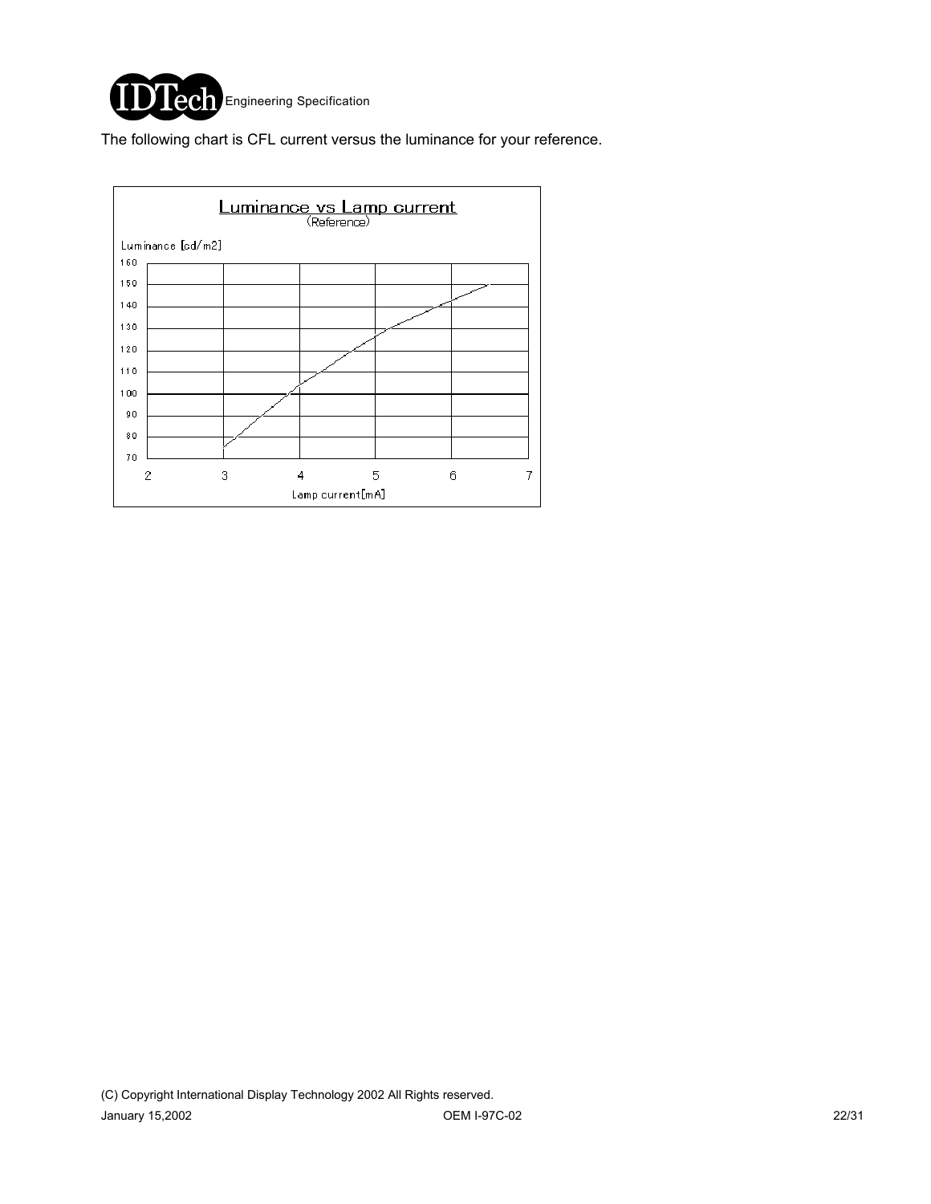The following chart is CFL current versus the luminance for your reference.

**Luminance vs Lamp current**
(Reference)

Luminance [cd/m2]

160
150
140
130
120
110
100
90
80
70

2 3 4 5 6 7

Lamp current[mA]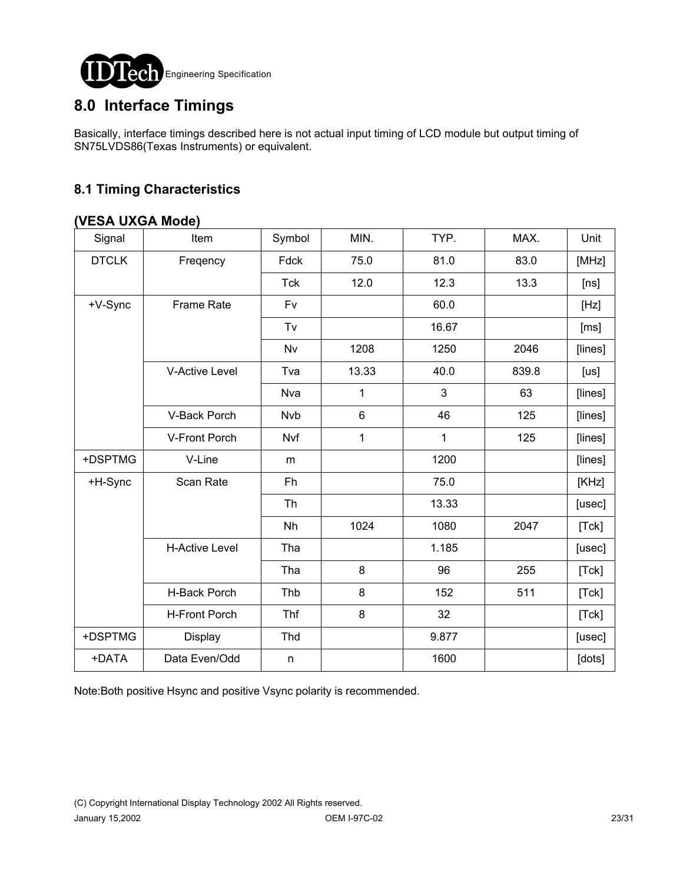## 8.0 Interface Timings

Basically, interface timings described here is not actual input timing of LCD module but output timing of SN75LVDS86(Texas Instruments) or equivalent.

### 8.1 Timing Characteristics

#### (VESA UXGA Mode)

| Signal | Item | Symbol | MIN. | TYP. | MAX. | Unit |
|---|---|---|---|---|---|---|
| DTCLK | Freqency | Fdck | 75.0 | 81.0 | 83.0 | [MHz] |
| | | Tck | 12.0 | 12.3 | 13.3 | [ns] |
| +V-Sync | Frame Rate | Fv | | 60.0 | | [Hz] |
| | | Tv | | 16.67 | | [ms] |
| | | Nv | 1208 | 1250 | 2046 | [lines] |
| | V-Active Level | Tva | 13.33 | 40.0 | 839.8 | [us] |
| | | Nva | 1 | 3 | 63 | [lines] |
| | V-Back Porch | Nvb | 6 | 46 | 125 | [lines] |
| | V-Front Porch | Nvf | 1 | 1 | 125 | [lines] |
| +DSPTMG | V-Line | m | | 1200 | | [lines] |
| +H-Sync | Scan Rate | Fh | | 75.0 | | [KHz] |
| | | Th | | 13.33 | | [usec] |
| | | Nh | 1024 | 1080 | 2047 | [Tck] |
| | H-Active Level | Tha | | 1.185 | | [usec] |
| | | Tha | 8 | 96 | 255 | [Tck] |
| | H-Back Porch | Thb | 8 | 152 | 511 | [Tck] |
| | H-Front Porch | Thf | 8 | 32 | | [Tck] |
| +DSPTMG | Display | Thd | | 9.877 | | [usec] |
| +DATA | Data Even/Odd | n | | 1600 | | [dots] |

Note:Both positive Hsync and positive Vsync polarity is recommended.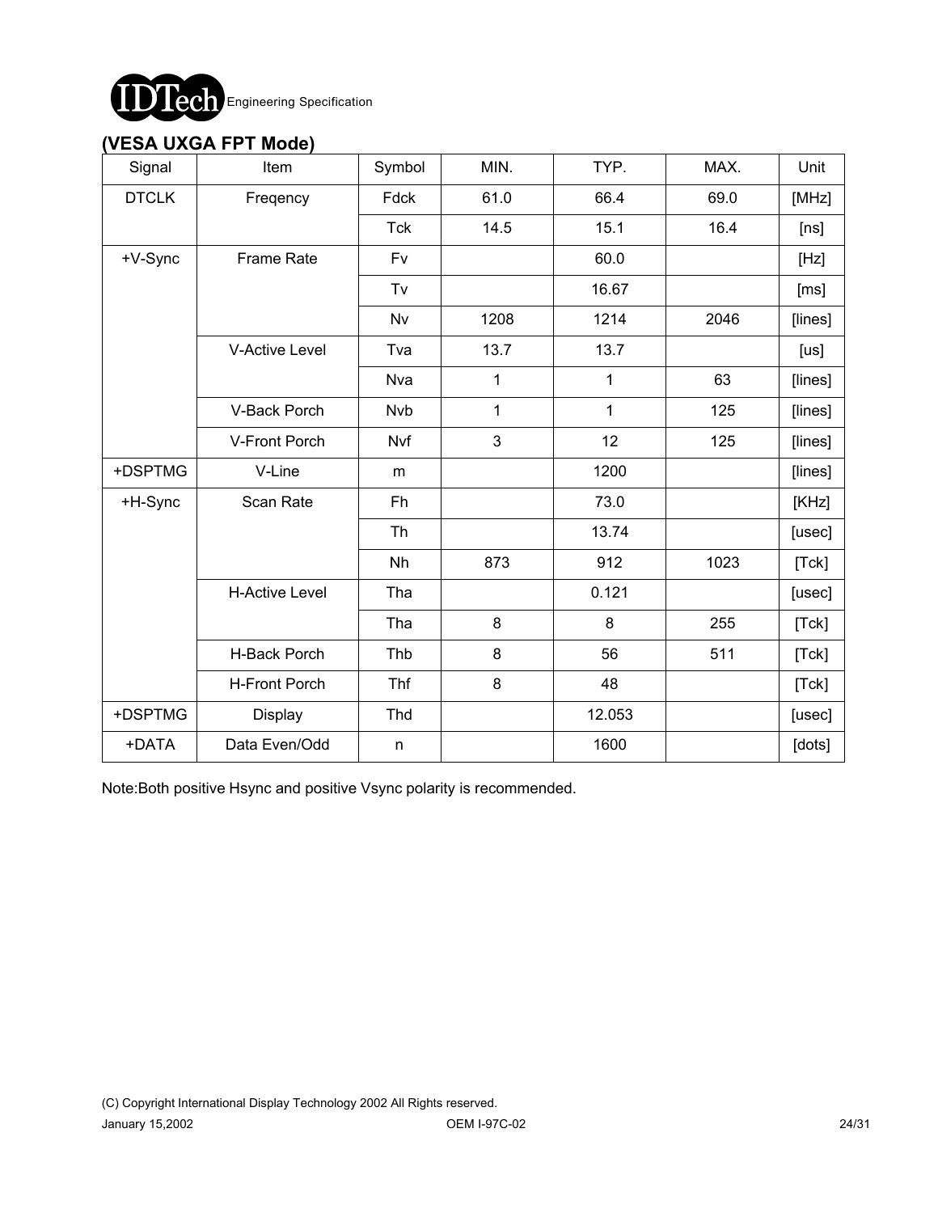## (VESA UXGA FPT Mode)

| Signal | Item | Symbol | MIN. | TYP. | MAX. | Unit |
|---|---|---|---|---|---|---|
| DTCLK | Freqency | Fdck | 61.0 | 66.4 | 69.0 | [MHz] |
| | | Tck | 14.5 | 15.1 | 16.4 | [ns] |
| +V-Sync | Frame Rate | Fv | | 60.0 | | [Hz] |
| | | Tv | | 16.67 | | [ms] |
| | | Nv | 1208 | 1214 | 2046 | [lines] |
| | V-Active Level | Tva | 13.7 | 13.7 | | [us] |
| | | Nva | 1 | 1 | 63 | [lines] |
| | V-Back Porch | Nvb | 1 | 1 | 125 | [lines] |
| | V-Front Porch | Nvf | 3 | 12 | 125 | [lines] |
| +DSPTMG | V-Line | m | | 1200 | | [lines] |
| +H-Sync | Scan Rate | Fh | | 73.0 | | [KHz] |
| | | Th | | 13.74 | | [usec] |
| | | Nh | 873 | 912 | 1023 | [Tck] |
| | H-Active Level | Tha | | 0.121 | | [usec] |
| | | Tha | 8 | 8 | 255 | [Tck] |
| | H-Back Porch | Thb | 8 | 56 | 511 | [Tck] |
| | H-Front Porch | Thf | 8 | 48 | | [Tck] |
| +DSPTMG | Display | Thd | | 12.053 | | [usec] |
| +DATA | Data Even/Odd | n | | 1600 | | [dots] |

Note:Both positive Hsync and positive Vsync polarity is recommended.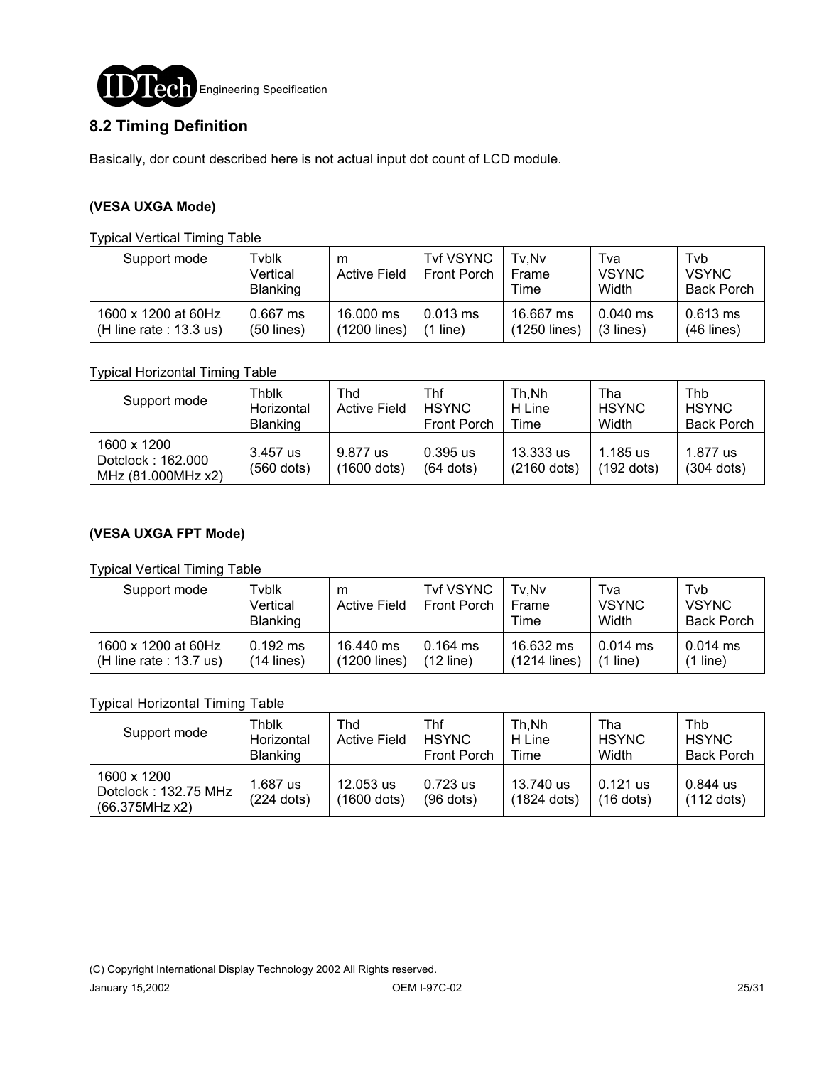## 8.2 Timing Definition

Basically, dor count described here is not actual input dot count of LCD module.

**(VESA UXGA Mode)**

Typical Vertical Timing Table

| Support mode | Tvblk Vertical Blanking | m Active Field | Tvf VSYNC Front Porch | Tv,Nv Frame Time | Tva VSYNC Width | Tvb VSYNC Back Porch |
|---|---|---|---|---|---|---|
| 1600 x 1200 at 60Hz (H line rate : 13.3 us) | 0.667 ms (50 lines) | 16.000 ms (1200 lines) | 0.013 ms (1 line) | 16.667 ms (1250 lines) | 0.040 ms (3 lines) | 0.613 ms (46 lines) |

Typical Horizontal Timing Table

| Support mode | Thblk Horizontal Blanking | Thd Active Field | Thf HSYNC Front Porch | Th,Nh H Line Time | Tha HSYNC Width | Thb HSYNC Back Porch |
|---|---|---|---|---|---|---|
| 1600 x 1200 Dotclock : 162.000 MHz (81.000MHz x2) | 3.457 us (560 dots) | 9.877 us (1600 dots) | 0.395 us (64 dots) | 13.333 us (2160 dots) | 1.185 us (192 dots) | 1.877 us (304 dots) |

**(VESA UXGA FPT Mode)**

Typical Vertical Timing Table

| Support mode | Tvblk Vertical Blanking | m Active Field | Tvf VSYNC Front Porch | Tv,Nv Frame Time | Tva VSYNC Width | Tvb VSYNC Back Porch |
|---|---|---|---|---|---|---|
| 1600 x 1200 at 60Hz (H line rate : 13.7 us) | 0.192 ms (14 lines) | 16.440 ms (1200 lines) | 0.164 ms (12 line) | 16.632 ms (1214 lines) | 0.014 ms (1 line) | 0.014 ms (1 line) |

Typical Horizontal Timing Table

| Support mode | Thblk Horizontal Blanking | Thd Active Field | Thf HSYNC Front Porch | Th,Nh H Line Time | Tha HSYNC Width | Thb HSYNC Back Porch |
|---|---|---|---|---|---|---|
| 1600 x 1200 Dotclock : 132.75 MHz (66.375MHz x2) | 1.687 us (224 dots) | 12.053 us (1600 dots) | 0.723 us (96 dots) | 13.740 us (1824 dots) | 0.121 us (16 dots) | 0.844 us (112 dots) |

(C) Copyright International Display Technology 2002 All Rights reserved.

January 15,2002 OEM I-97C-02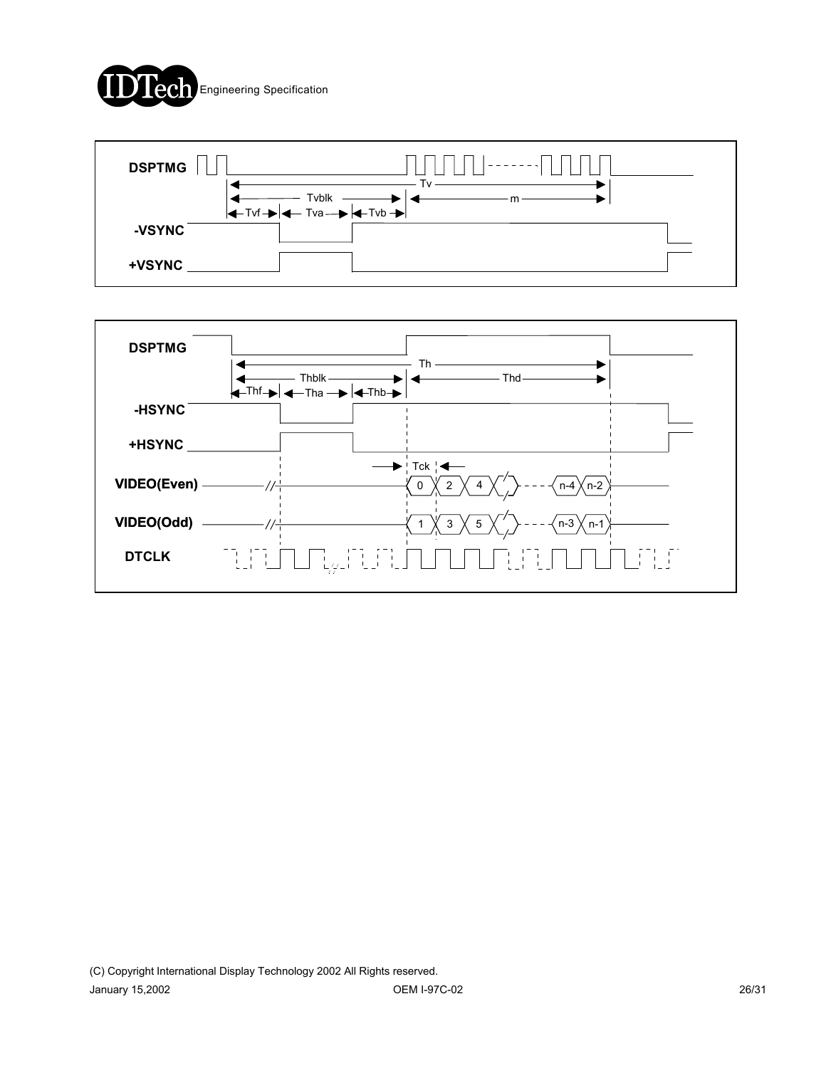DSPTMG

Tv

Tvblk

m

Tvf Tva Tvb

-VSYNC

+VSYNC

DSPTMG

Th

Thblk

Thd

Thf Tha Thb

-HSYNC

+HSYNC

Tck

VIDEO(Even) 0 2 4 n-4 n-2

VIDEO(Odd) 1 3 5 n-3 n-1

DTCLK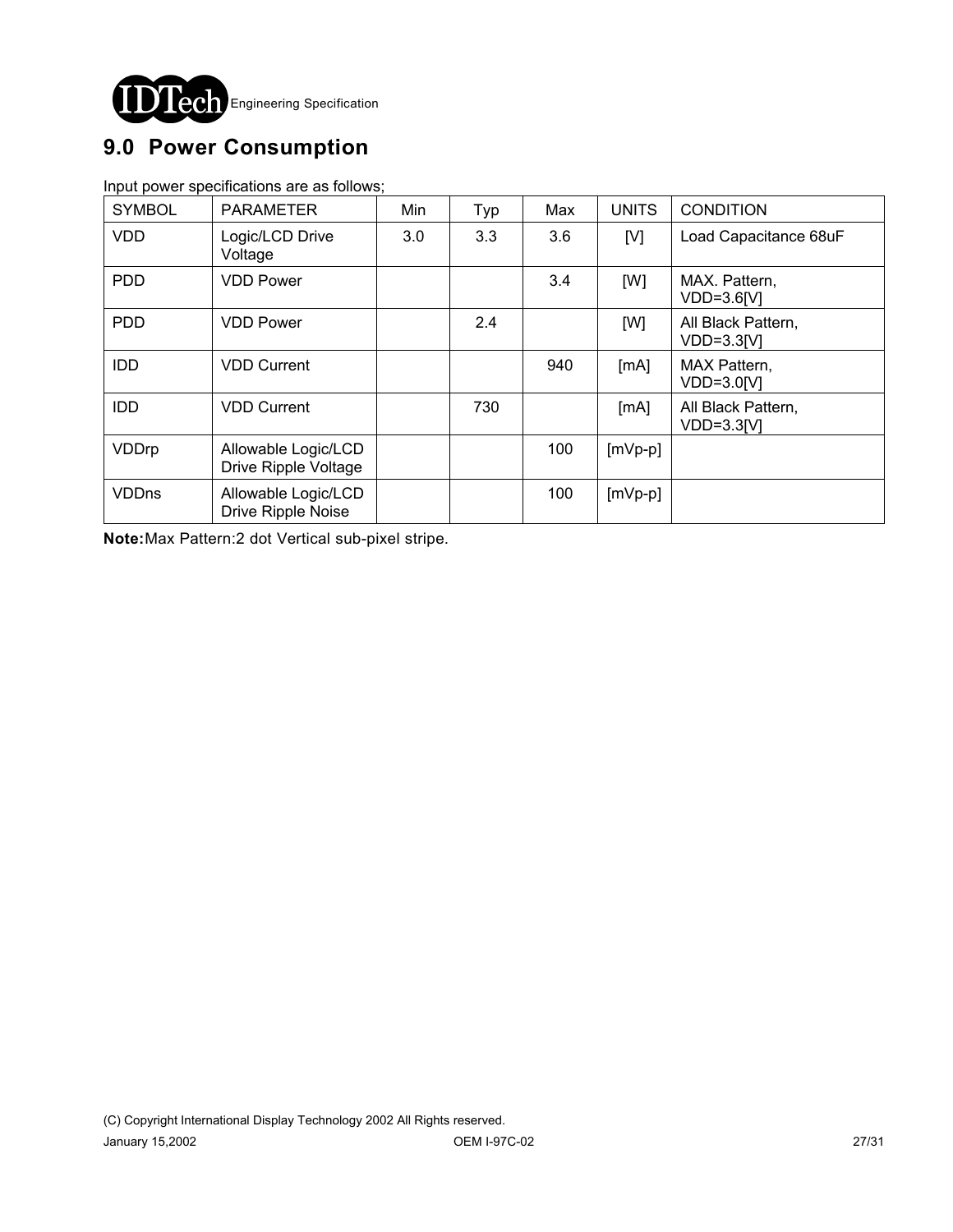## 9.0 Power Consumption

Input power specifications are as follows;

| SYMBOL | PARAMETER | Min | Typ | Max | UNITS | CONDITION |
|---|---|---|---|---|---|---|
| VDD | Logic/LCD Drive Voltage | 3.0 | 3.3 | 3.6 | [V] | Load Capacitance 68uF |
| PDD | VDD Power | | | 3.4 | [W] | MAX. Pattern, VDD=3.6[V] |
| PDD | VDD Power | | 2.4 | | [W] | All Black Pattern, VDD=3.3[V] |
| IDD | VDD Current | | | 940 | [mA] | MAX Pattern, VDD=3.0[V] |
| IDD | VDD Current | | 730 | | [mA] | All Black Pattern, VDD=3.3[V] |
| VDDrp | Allowable Logic/LCD Drive Ripple Voltage | | | 100 | [mVp-p] | |
| VDDns | Allowable Logic/LCD Drive Ripple Noise | | | 100 | [mVp-p] | |

**Note:** Max Pattern:2 dot Vertical sub-pixel stripe.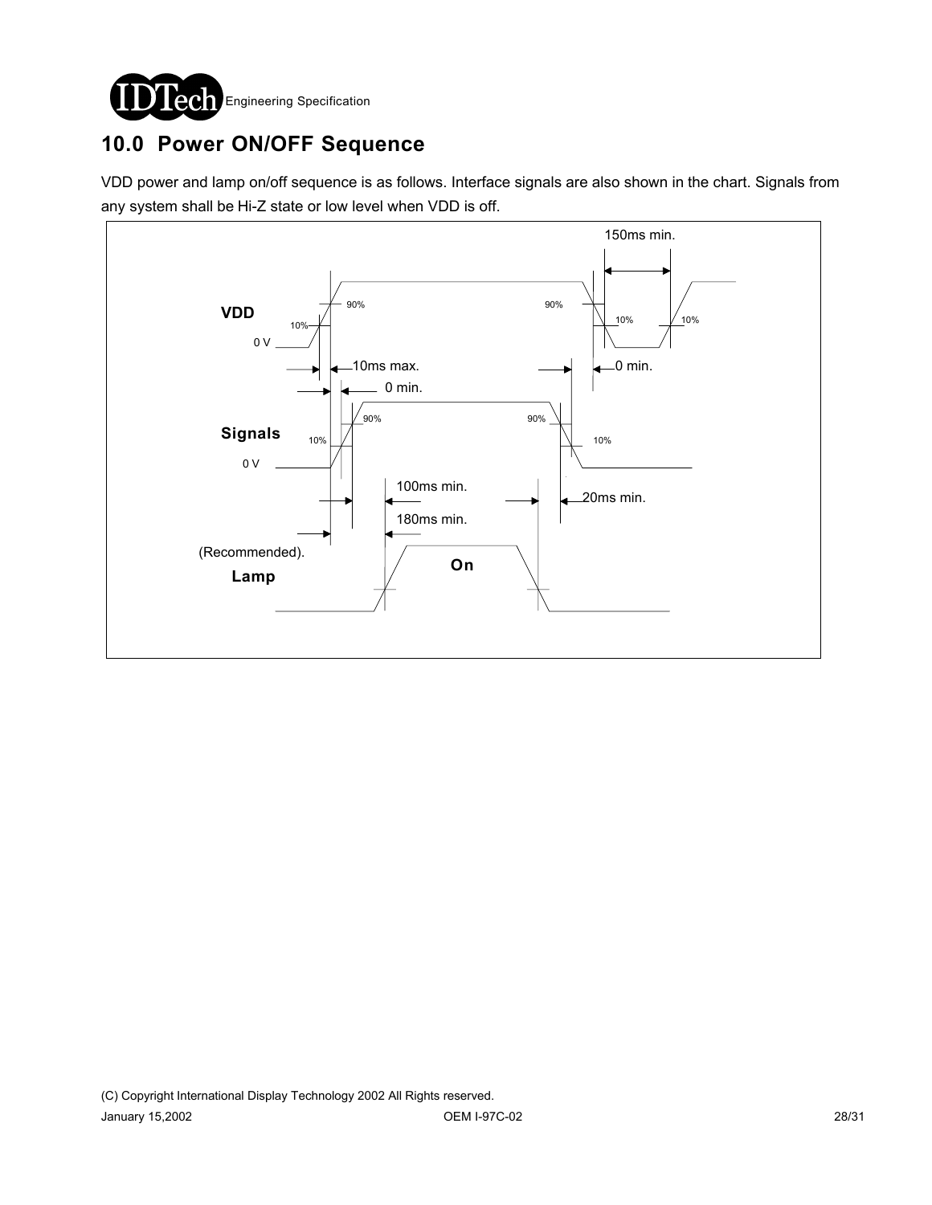# 10.0 Power ON/OFF Sequence

VDD power and lamp on/off sequence is as follows. Interface signals are also shown in the chart. Signals from any system shall be Hi-Z state or low level when VDD is off.

150ms min.

VDD

0 V

90%

10%

90%

10%

10%

10ms max.

0 min.

0 min.

Signals

0 V

90%

10%

90%

10%

100ms min.

20ms min.

180ms min.

(Recommended).

Lamp

On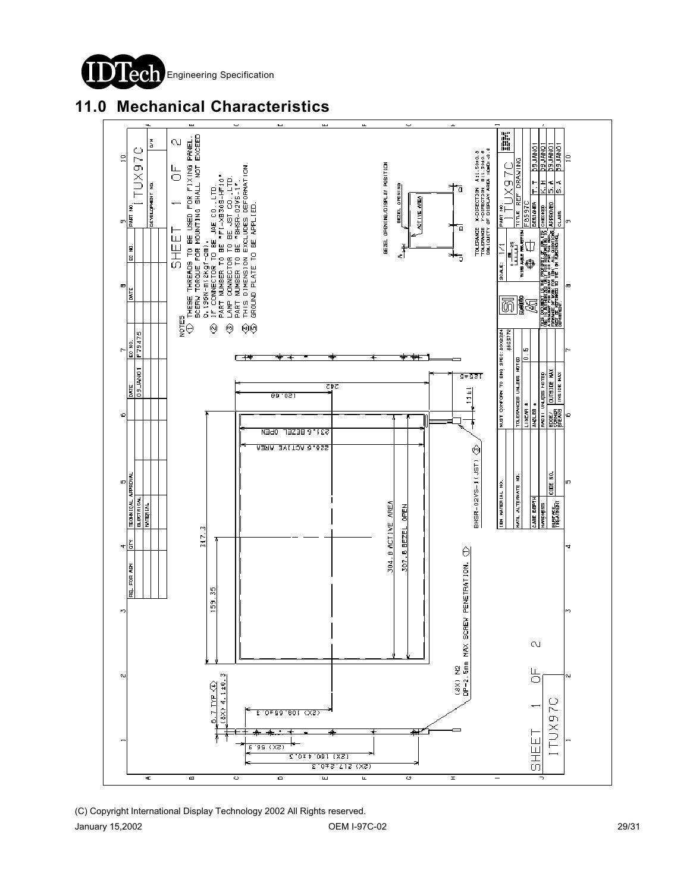# 11.0 Mechanical Characteristics

NOTES

1. THESE THREADS TO BE USED FOR FIXING PANEL. SCREW TORQUE FOR MOUNTING SHALL NOT EXCEED 0.196N-m(2kgf-cm).
2. I/F CONNECTOR TO BE JAE CO.,LTD. PART NUMBER TO BE "FI-XB30S-HF10"
3. LAMP CONNECTOR TO BE JST CO.,LTD. PART NUMBER TO BE "BHSR-02VS-1".
4. THIS DIMENSION EXCLUDES DEFORMATION.
5. GROUND PLATE TO BE APPLIED.

SHEET 1 OF 2

ITUX97C

BEZEL OPENING/DISPLAY POSITION

BEZEL OPENING

ACTIVE AREA

TOLERANCE X-DIRECTION A:1.5±0.8
TOLERANCE Y-DIRECTION B:1.5±0.8
OBLIQUITY OF DISPLAY AREA |C-D|<0.8

317.3
159.35
304.8 ACTIVE AREA
307.8 BEZEL OPEN
242
120.68
231.6 BEZEL OPEN
228.6 ACTIVE AREA
11±1
125±5
6.7 TYP
(8X) 4.1±0.3
(2X) 108.65±0.3
(2X) 56.9
(2X) 180.4±0.3
(2X) 217.2±0.3
(8X) M2 DP=2.5mm MAX SCREW PENETRATION.
BHSR-02VS-1(JST)

| REL. FOR AEN | QTY | TECHNICAL APPROVAL | DATE | ECO NO. | DATE | EC NO. | PART NO. | DEVELOPMENT NO. | D/N |
|---|---|---|---|---|---|---|---|---|---|
| | | ELECTRICAL | 09JAN01 | F29475 | | | ITUX97C | | |
| | | MATERIAL | | | | | | | |

| IBM MATERIAL NO. | MUST CONFORM TO ENG SPEC: 6002324 / 6003772 | SCALE: 1/1 | PART NO. ITUX97C |
|---|---|---|---|
| MATL ALTERNATE NO. | TOLERANCES UNLESS NOTED | THIRD ANGLE PROJECTION | TITLE REF DRAWING |
| CASE DEPTH | LINEAR ± 0.5 | | F8597C |
| HARDNESS | ANGLES ± | | DESIGNER T.T 09JAN01 |
| CODE NO. | RADII UNLESS NOTED | | CHECKED K.H 09JAN01 |
| SURFACE TREATMENT | EDGES/CORNER BREAKS OUTSIDE MAX / INSIDE MAX | | APPROVED S.A 09JAN01 |
| | | | CLASS S.A 09JAN01 |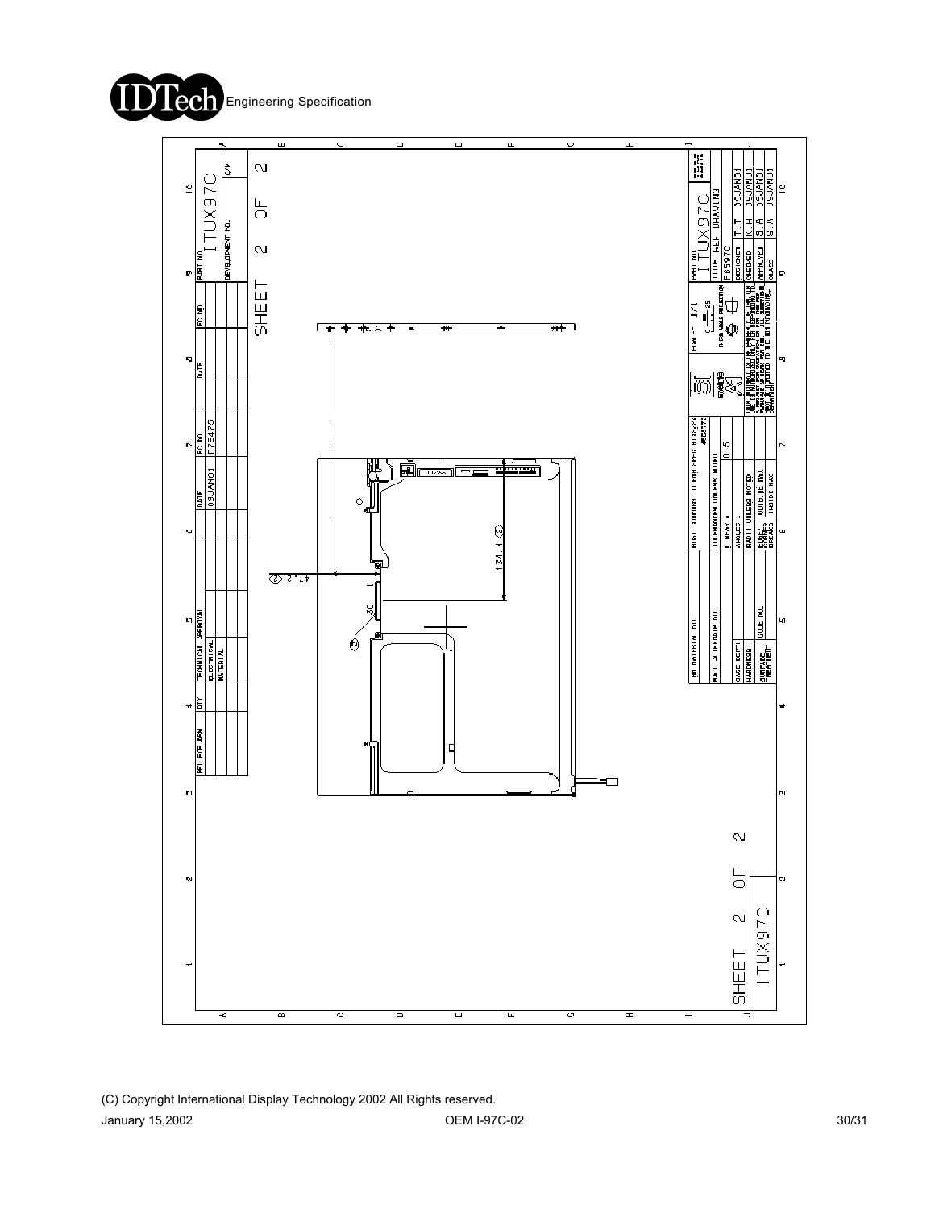| REL FOR ASN | QTY | TECHNICAL APPROVAL | DATE | EC NO. | DATE | EC NO. | PART NO. | |
|---|---|---|---|---|---|---|---|---|
| | | ELECTRICAL | 09JAN01 | F79475 | | | ITUX97C | |
| | | MATERIAL | | | | | DEVELOPMENT NO. | D/W |

SHEET 2 OF 2

47.2 (3)

30

1

134.4 (3)

(2)

| IBM MATERIAL NO. | MUST CONFORM TO ENG SPEC: 8 0X2324 4653772 | SCALE: 1/1 | PART NO. ITUX97C | |
|---|---|---|---|---|
| MATL ALTERNATE NO. | TOLERANCES UNLESS NOTED | THIRD ANGLE PROJECTION | TITLE REF DRAWING | |
| | LINEAR ± 0.5 | | F8597C | |
| CASE DEPTH | ANGLES ± | | DESIGNER T T | 09JAN01 |
| HARDNESS | RADII UNLESS NOTED | | CHECKED K H | 09JAN01 |
| CODE NO. | EDGE/CORNER BREAKS: OUTSIDE MAX / INSIDE MAX | | APPROVED S A | 09JAN01 |
| SURFACE TREATMENT | | | CLASS S A | 09JAN01 |

SHEET 2 OF 2

ITUX97C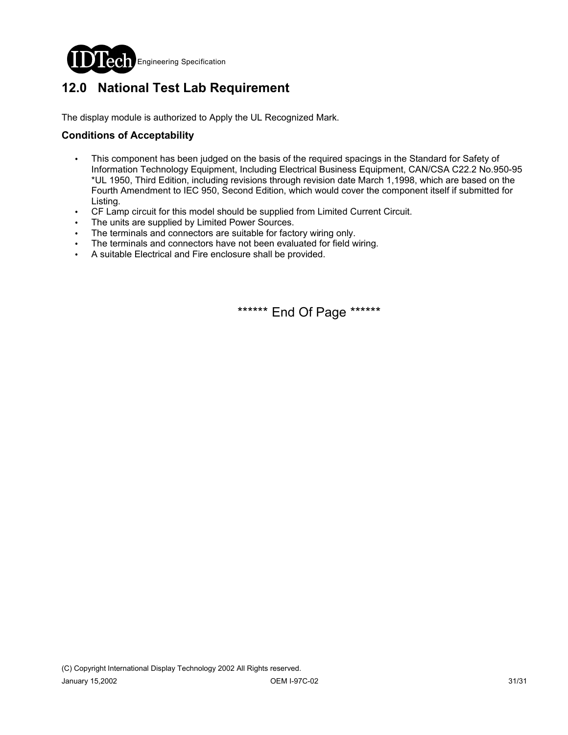## 12.0 National Test Lab Requirement

The display module is authorized to Apply the UL Recognized Mark.

### Conditions of Acceptability

- This component has been judged on the basis of the required spacings in the Standard for Safety of Information Technology Equipment, Including Electrical Business Equipment, CAN/CSA C22.2 No.950-95 *UL 1950, Third Edition, including revisions through revision date March 1,1998, which are based on the Fourth Amendment to IEC 950, Second Edition, which would cover the component itself if submitted for Listing.
- CF Lamp circuit for this model should be supplied from Limited Current Circuit.
- The units are supplied by Limited Power Sources.
- The terminals and connectors are suitable for factory wiring only.
- The terminals and connectors have not been evaluated for field wiring.
- A suitable Electrical and Fire enclosure shall be provided.

****** End Of Page ******